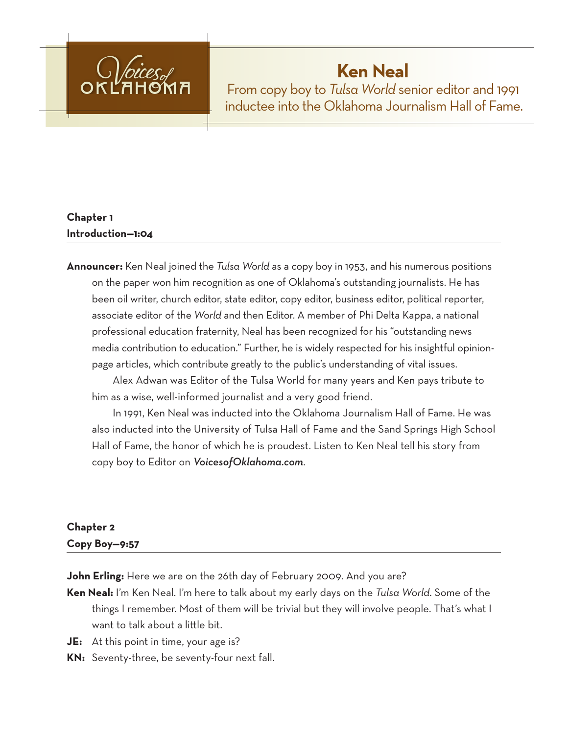Voices of Oklahoma

# Ken Neal

From copy boy to *Tulsa World* senior editor and 1991 inductee into the Oklahoma Journalism Hall of Fame.

## Chapter 1
## Introduction—1:04

**Announcer:** Ken Neal joined the *Tulsa World* as a copy boy in 1953, and his numerous positions on the paper won him recognition as one of Oklahoma's outstanding journalists. He has been oil writer, church editor, state editor, copy editor, business editor, political reporter, associate editor of the *World* and then Editor. A member of Phi Delta Kappa, a national professional education fraternity, Neal has been recognized for his "outstanding news media contribution to education." Further, he is widely respected for his insightful opinion-page articles, which contribute greatly to the public's understanding of vital issues.

Alex Adwan was Editor of the Tulsa World for many years and Ken pays tribute to him as a wise, well-informed journalist and a very good friend.

In 1991, Ken Neal was inducted into the Oklahoma Journalism Hall of Fame. He was also inducted into the University of Tulsa Hall of Fame and the Sand Springs High School Hall of Fame, the honor of which he is proudest. Listen to Ken Neal tell his story from copy boy to Editor on ***VoicesofOklahoma.com***.

## Chapter 2
## Copy Boy—9:57

**John Erling:** Here we are on the 26th day of February 2009. And you are?

**Ken Neal:** I'm Ken Neal. I'm here to talk about my early days on the *Tulsa World*. Some of the things I remember. Most of them will be trivial but they will involve people. That's what I want to talk about a little bit.

**JE:** At this point in time, your age is?

**KN:** Seventy-three, be seventy-four next fall.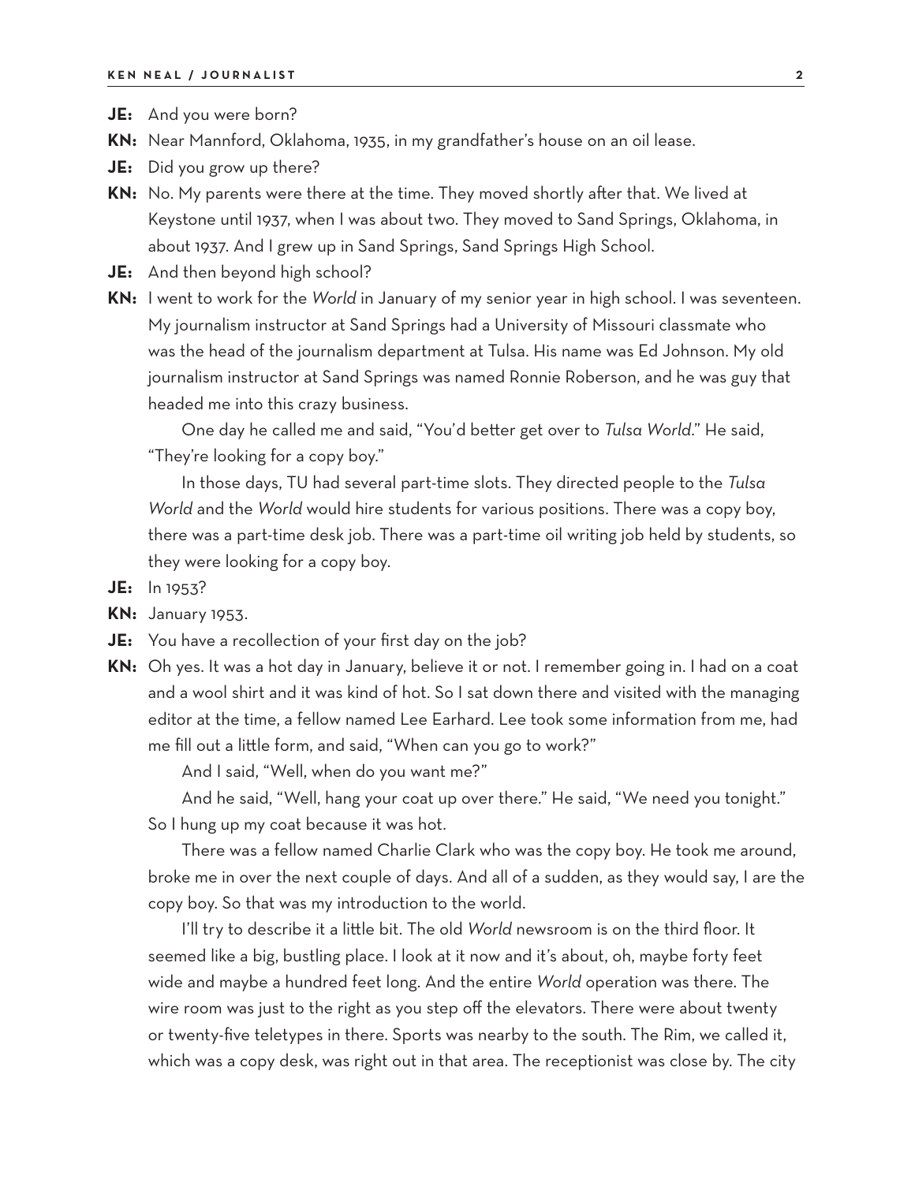**JE:** And you were born?

**KN:** Near Mannford, Oklahoma, 1935, in my grandfather's house on an oil lease.

**JE:** Did you grow up there?

**KN:** No. My parents were there at the time. They moved shortly after that. We lived at Keystone until 1937, when I was about two. They moved to Sand Springs, Oklahoma, in about 1937. And I grew up in Sand Springs, Sand Springs High School.

**JE:** And then beyond high school?

**KN:** I went to work for the *World* in January of my senior year in high school. I was seventeen. My journalism instructor at Sand Springs had a University of Missouri classmate who was the head of the journalism department at Tulsa. His name was Ed Johnson. My old journalism instructor at Sand Springs was named Ronnie Roberson, and he was guy that headed me into this crazy business.

One day he called me and said, "You'd better get over to *Tulsa World*." He said, "They're looking for a copy boy."

In those days, TU had several part-time slots. They directed people to the *Tulsa World* and the *World* would hire students for various positions. There was a copy boy, there was a part-time desk job. There was a part-time oil writing job held by students, so they were looking for a copy boy.

**JE:** In 1953?

**KN:** January 1953.

**JE:** You have a recollection of your first day on the job?

**KN:** Oh yes. It was a hot day in January, believe it or not. I remember going in. I had on a coat and a wool shirt and it was kind of hot. So I sat down there and visited with the managing editor at the time, a fellow named Lee Earhard. Lee took some information from me, had me fill out a little form, and said, "When can you go to work?"

And I said, "Well, when do you want me?"

And he said, "Well, hang your coat up over there." He said, "We need you tonight." So I hung up my coat because it was hot.

There was a fellow named Charlie Clark who was the copy boy. He took me around, broke me in over the next couple of days. And all of a sudden, as they would say, I are the copy boy. So that was my introduction to the world.

I'll try to describe it a little bit. The old *World* newsroom is on the third floor. It seemed like a big, bustling place. I look at it now and it's about, oh, maybe forty feet wide and maybe a hundred feet long. And the entire *World* operation was there. The wire room was just to the right as you step off the elevators. There were about twenty or twenty-five teletypes in there. Sports was nearby to the south. The Rim, we called it, which was a copy desk, was right out in that area. The receptionist was close by. The city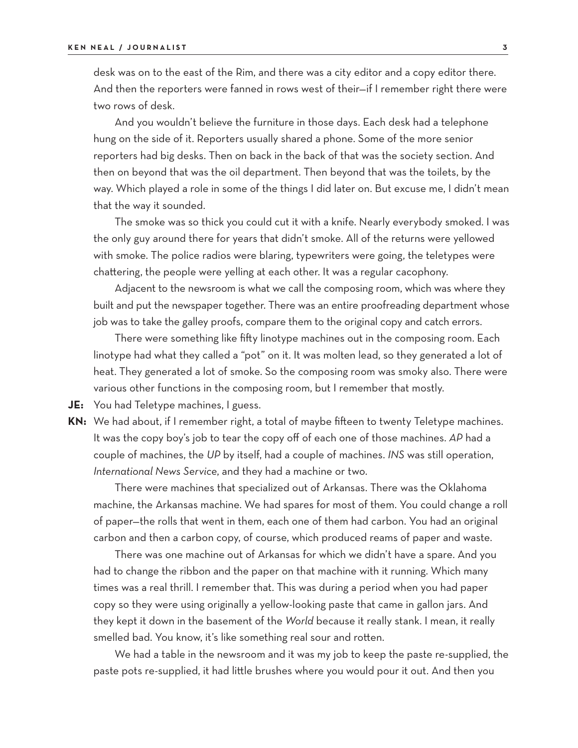desk was on to the east of the Rim, and there was a city editor and a copy editor there. And then the reporters were fanned in rows west of their—if I remember right there were two rows of desk.

And you wouldn't believe the furniture in those days. Each desk had a telephone hung on the side of it. Reporters usually shared a phone. Some of the more senior reporters had big desks. Then on back in the back of that was the society section. And then on beyond that was the oil department. Then beyond that was the toilets, by the way. Which played a role in some of the things I did later on. But excuse me, I didn't mean that the way it sounded.

The smoke was so thick you could cut it with a knife. Nearly everybody smoked. I was the only guy around there for years that didn't smoke. All of the returns were yellowed with smoke. The police radios were blaring, typewriters were going, the teletypes were chattering, the people were yelling at each other. It was a regular cacophony.

Adjacent to the newsroom is what we call the composing room, which was where they built and put the newspaper together. There was an entire proofreading department whose job was to take the galley proofs, compare them to the original copy and catch errors.

There were something like fifty linotype machines out in the composing room. Each linotype had what they called a "pot" on it. It was molten lead, so they generated a lot of heat. They generated a lot of smoke. So the composing room was smoky also. There were various other functions in the composing room, but I remember that mostly.

**JE:** You had Teletype machines, I guess.

**KN:** We had about, if I remember right, a total of maybe fifteen to twenty Teletype machines. It was the copy boy's job to tear the copy off of each one of those machines. *AP* had a couple of machines, the *UP* by itself, had a couple of machines. *INS* was still operation, *International News Service*, and they had a machine or two.

There were machines that specialized out of Arkansas. There was the Oklahoma machine, the Arkansas machine. We had spares for most of them. You could change a roll of paper—the rolls that went in them, each one of them had carbon. You had an original carbon and then a carbon copy, of course, which produced reams of paper and waste.

There was one machine out of Arkansas for which we didn't have a spare. And you had to change the ribbon and the paper on that machine with it running. Which many times was a real thrill. I remember that. This was during a period when you had paper copy so they were using originally a yellow-looking paste that came in gallon jars. And they kept it down in the basement of the *World* because it really stank. I mean, it really smelled bad. You know, it's like something real sour and rotten.

We had a table in the newsroom and it was my job to keep the paste re-supplied, the paste pots re-supplied, it had little brushes where you would pour it out. And then you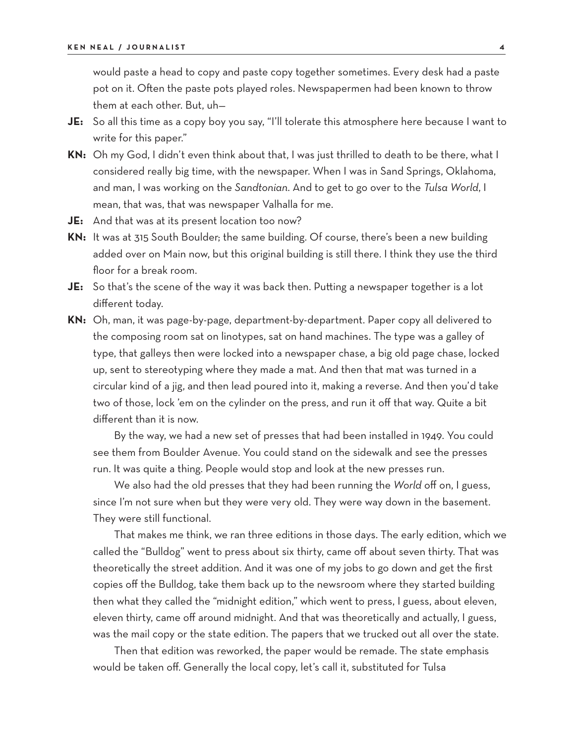would paste a head to copy and paste copy together sometimes. Every desk had a paste pot on it. Often the paste pots played roles. Newspapermen had been known to throw them at each other. But, uh—

**JE:** So all this time as a copy boy you say, "I'll tolerate this atmosphere here because I want to write for this paper."

**KN:** Oh my God, I didn't even think about that, I was just thrilled to death to be there, what I considered really big time, with the newspaper. When I was in Sand Springs, Oklahoma, and man, I was working on the *Sandtonian*. And to get to go over to the *Tulsa World*, I mean, that was, that was newspaper Valhalla for me.

**JE:** And that was at its present location too now?

**KN:** It was at 315 South Boulder; the same building. Of course, there's been a new building added over on Main now, but this original building is still there. I think they use the third floor for a break room.

**JE:** So that's the scene of the way it was back then. Putting a newspaper together is a lot different today.

**KN:** Oh, man, it was page-by-page, department-by-department. Paper copy all delivered to the composing room sat on linotypes, sat on hand machines. The type was a galley of type, that galleys then were locked into a newspaper chase, a big old page chase, locked up, sent to stereotyping where they made a mat. And then that mat was turned in a circular kind of a jig, and then lead poured into it, making a reverse. And then you'd take two of those, lock 'em on the cylinder on the press, and run it off that way. Quite a bit different than it is now.

By the way, we had a new set of presses that had been installed in 1949. You could see them from Boulder Avenue. You could stand on the sidewalk and see the presses run. It was quite a thing. People would stop and look at the new presses run.

We also had the old presses that they had been running the *World* off on, I guess, since I'm not sure when but they were very old. They were way down in the basement. They were still functional.

That makes me think, we ran three editions in those days. The early edition, which we called the "Bulldog" went to press about six thirty, came off about seven thirty. That was theoretically the street addition. And it was one of my jobs to go down and get the first copies off the Bulldog, take them back up to the newsroom where they started building then what they called the "midnight edition," which went to press, I guess, about eleven, eleven thirty, came off around midnight. And that was theoretically and actually, I guess, was the mail copy or the state edition. The papers that we trucked out all over the state.

Then that edition was reworked, the paper would be remade. The state emphasis would be taken off. Generally the local copy, let's call it, substituted for Tulsa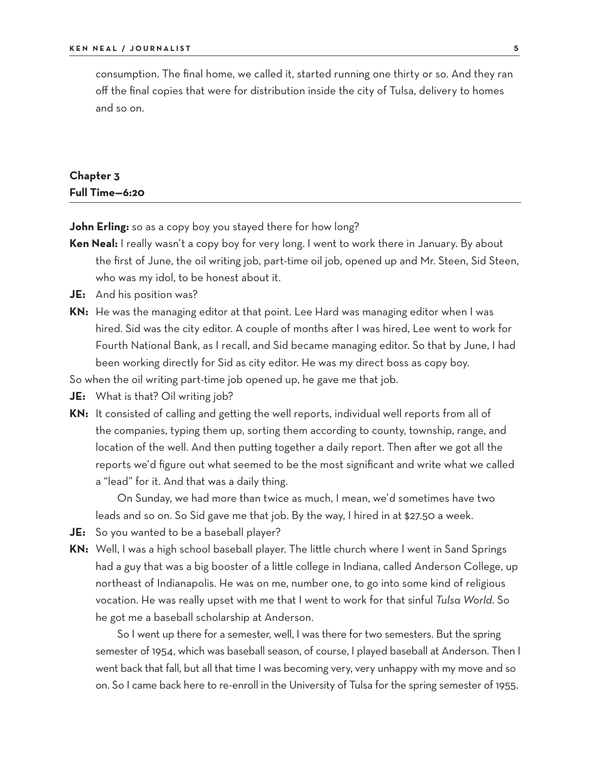consumption. The final home, we called it, started running one thirty or so. And they ran off the final copies that were for distribution inside the city of Tulsa, delivery to homes and so on.

## Chapter 3
## Full Time—6:20

**John Erling:** so as a copy boy you stayed there for how long?

**Ken Neal:** I really wasn't a copy boy for very long. I went to work there in January. By about the first of June, the oil writing job, part-time oil job, opened up and Mr. Steen, Sid Steen, who was my idol, to be honest about it.

**JE:** And his position was?

**KN:** He was the managing editor at that point. Lee Hard was managing editor when I was hired. Sid was the city editor. A couple of months after I was hired, Lee went to work for Fourth National Bank, as I recall, and Sid became managing editor. So that by June, I had been working directly for Sid as city editor. He was my direct boss as copy boy.

So when the oil writing part-time job opened up, he gave me that job.

**JE:** What is that? Oil writing job?

**KN:** It consisted of calling and getting the well reports, individual well reports from all of the companies, typing them up, sorting them according to county, township, range, and location of the well. And then putting together a daily report. Then after we got all the reports we'd figure out what seemed to be the most significant and write what we called a "lead" for it. And that was a daily thing.

On Sunday, we had more than twice as much, I mean, we'd sometimes have two leads and so on. So Sid gave me that job. By the way, I hired in at $27.50 a week.

**JE:** So you wanted to be a baseball player?

**KN:** Well, I was a high school baseball player. The little church where I went in Sand Springs had a guy that was a big booster of a little college in Indiana, called Anderson College, up northeast of Indianapolis. He was on me, number one, to go into some kind of religious vocation. He was really upset with me that I went to work for that sinful *Tulsa World*. So he got me a baseball scholarship at Anderson.

So I went up there for a semester, well, I was there for two semesters. But the spring semester of 1954, which was baseball season, of course, I played baseball at Anderson. Then I went back that fall, but all that time I was becoming very, very unhappy with my move and so on. So I came back here to re-enroll in the University of Tulsa for the spring semester of 1955.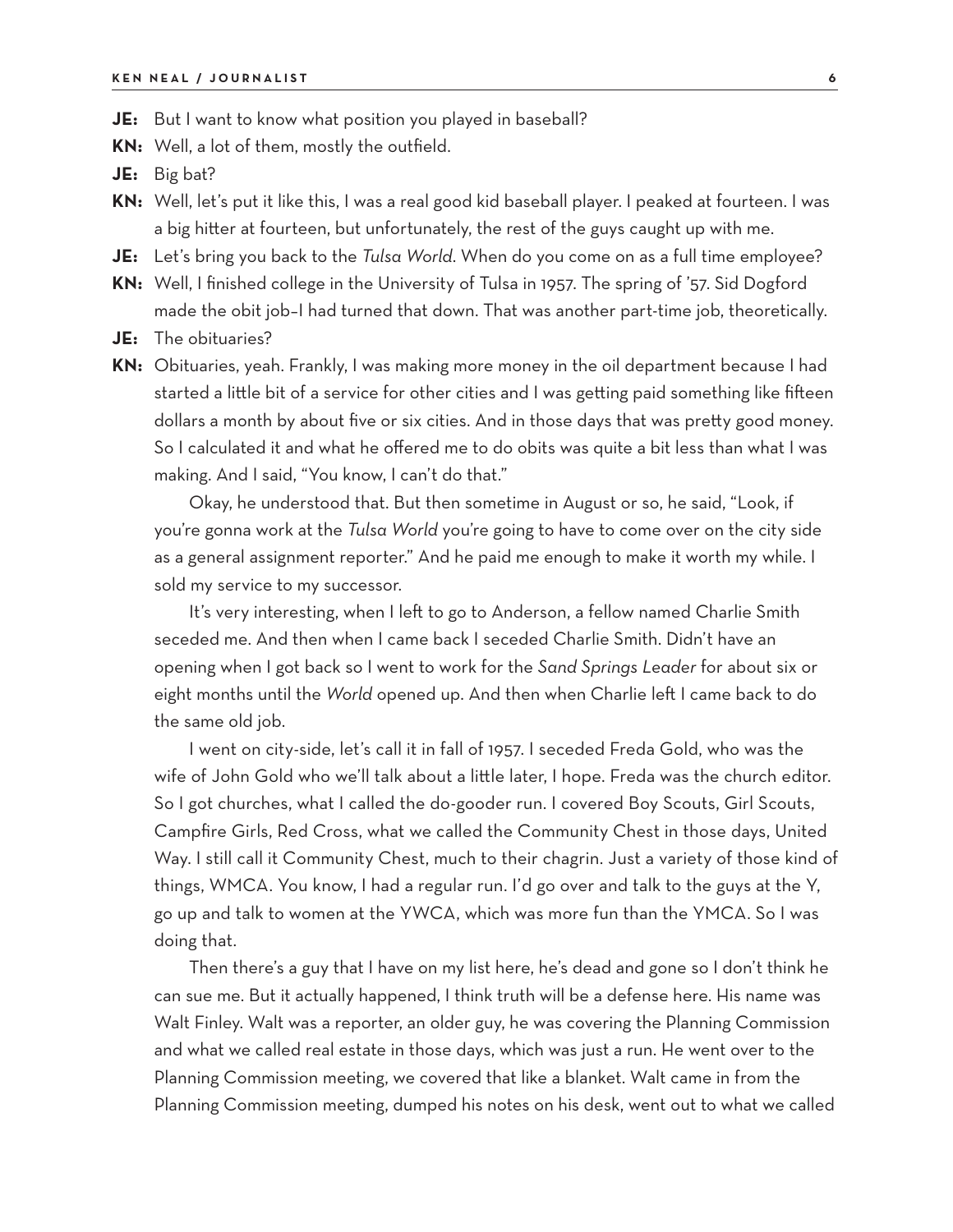**JE:** But I want to know what position you played in baseball?

**KN:** Well, a lot of them, mostly the outfield.

**JE:** Big bat?

**KN:** Well, let's put it like this, I was a real good kid baseball player. I peaked at fourteen. I was a big hitter at fourteen, but unfortunately, the rest of the guys caught up with me.

**JE:** Let's bring you back to the *Tulsa World*. When do you come on as a full time employee?

**KN:** Well, I finished college in the University of Tulsa in 1957. The spring of '57. Sid Dogford made the obit job–I had turned that down. That was another part-time job, theoretically.

**JE:** The obituaries?

**KN:** Obituaries, yeah. Frankly, I was making more money in the oil department because I had started a little bit of a service for other cities and I was getting paid something like fifteen dollars a month by about five or six cities. And in those days that was pretty good money. So I calculated it and what he offered me to do obits was quite a bit less than what I was making. And I said, "You know, I can't do that."

Okay, he understood that. But then sometime in August or so, he said, "Look, if you're gonna work at the *Tulsa World* you're going to have to come over on the city side as a general assignment reporter." And he paid me enough to make it worth my while. I sold my service to my successor.

It's very interesting, when I left to go to Anderson, a fellow named Charlie Smith seceded me. And then when I came back I seceded Charlie Smith. Didn't have an opening when I got back so I went to work for the *Sand Springs Leader* for about six or eight months until the *World* opened up. And then when Charlie left I came back to do the same old job.

I went on city-side, let's call it in fall of 1957. I seceded Freda Gold, who was the wife of John Gold who we'll talk about a little later, I hope. Freda was the church editor. So I got churches, what I called the do-gooder run. I covered Boy Scouts, Girl Scouts, Campfire Girls, Red Cross, what we called the Community Chest in those days, United Way. I still call it Community Chest, much to their chagrin. Just a variety of those kind of things, WMCA. You know, I had a regular run. I'd go over and talk to the guys at the Y, go up and talk to women at the YWCA, which was more fun than the YMCA. So I was doing that.

Then there's a guy that I have on my list here, he's dead and gone so I don't think he can sue me. But it actually happened, I think truth will be a defense here. His name was Walt Finley. Walt was a reporter, an older guy, he was covering the Planning Commission and what we called real estate in those days, which was just a run. He went over to the Planning Commission meeting, we covered that like a blanket. Walt came in from the Planning Commission meeting, dumped his notes on his desk, went out to what we called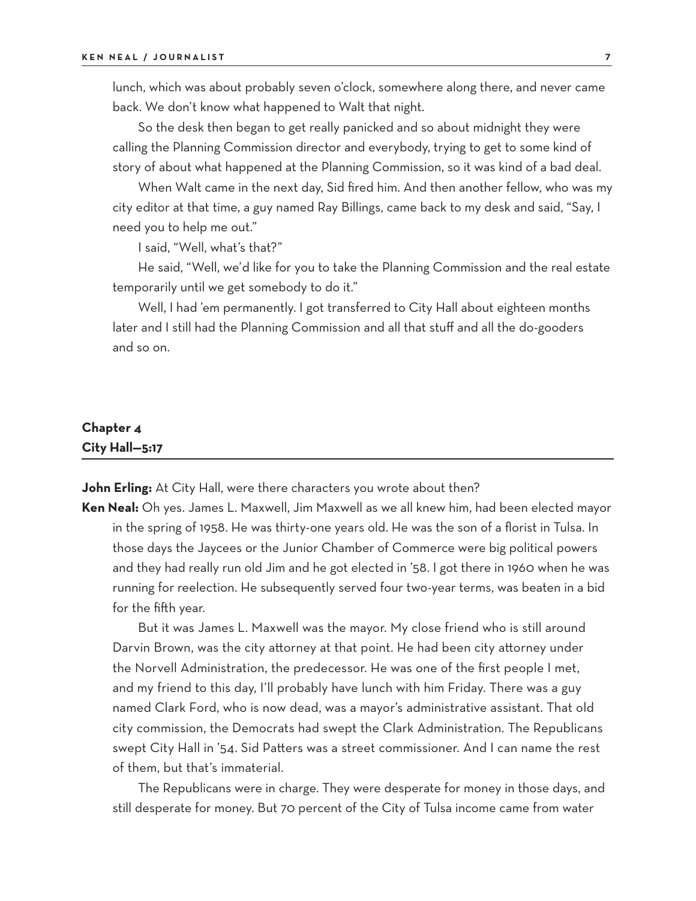lunch, which was about probably seven o'clock, somewhere along there, and never came back. We don't know what happened to Walt that night.

So the desk then began to get really panicked and so about midnight they were calling the Planning Commission director and everybody, trying to get to some kind of story of about what happened at the Planning Commission, so it was kind of a bad deal.

When Walt came in the next day, Sid fired him. And then another fellow, who was my city editor at that time, a guy named Ray Billings, came back to my desk and said, "Say, I need you to help me out."

I said, "Well, what's that?"

He said, "Well, we'd like for you to take the Planning Commission and the real estate temporarily until we get somebody to do it."

Well, I had 'em permanently. I got transferred to City Hall about eighteen months later and I still had the Planning Commission and all that stuff and all the do-gooders and so on.

## Chapter 4
## City Hall—5:17

**John Erling:** At City Hall, were there characters you wrote about then?

**Ken Neal:** Oh yes. James L. Maxwell, Jim Maxwell as we all knew him, had been elected mayor in the spring of 1958. He was thirty-one years old. He was the son of a florist in Tulsa. In those days the Jaycees or the Junior Chamber of Commerce were big political powers and they had really run old Jim and he got elected in '58. I got there in 1960 when he was running for reelection. He subsequently served four two-year terms, was beaten in a bid for the fifth year.

But it was James L. Maxwell was the mayor. My close friend who is still around Darvin Brown, was the city attorney at that point. He had been city attorney under the Norvell Administration, the predecessor. He was one of the first people I met, and my friend to this day, I'll probably have lunch with him Friday. There was a guy named Clark Ford, who is now dead, was a mayor's administrative assistant. That old city commission, the Democrats had swept the Clark Administration. The Republicans swept City Hall in '54. Sid Patters was a street commissioner. And I can name the rest of them, but that's immaterial.

The Republicans were in charge. They were desperate for money in those days, and still desperate for money. But 70 percent of the City of Tulsa income came from water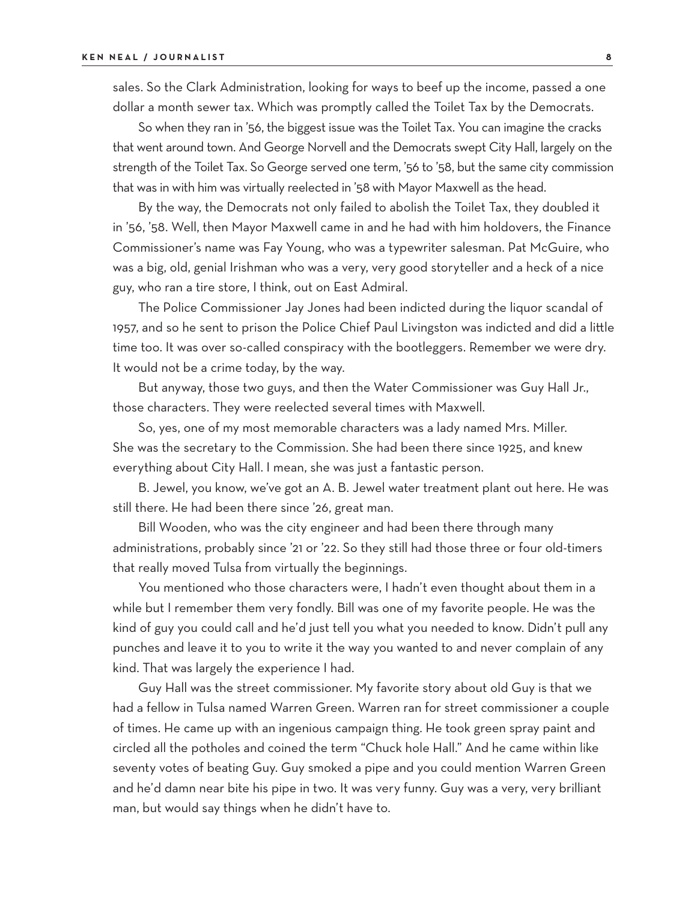sales. So the Clark Administration, looking for ways to beef up the income, passed a one dollar a month sewer tax. Which was promptly called the Toilet Tax by the Democrats.

So when they ran in '56, the biggest issue was the Toilet Tax. You can imagine the cracks that went around town. And George Norvell and the Democrats swept City Hall, largely on the strength of the Toilet Tax. So George served one term, '56 to '58, but the same city commission that was in with him was virtually reelected in '58 with Mayor Maxwell as the head.

By the way, the Democrats not only failed to abolish the Toilet Tax, they doubled it in '56, '58. Well, then Mayor Maxwell came in and he had with him holdovers, the Finance Commissioner's name was Fay Young, who was a typewriter salesman. Pat McGuire, who was a big, old, genial Irishman who was a very, very good storyteller and a heck of a nice guy, who ran a tire store, I think, out on East Admiral.

The Police Commissioner Jay Jones had been indicted during the liquor scandal of 1957, and so he sent to prison the Police Chief Paul Livingston was indicted and did a little time too. It was over so-called conspiracy with the bootleggers. Remember we were dry. It would not be a crime today, by the way.

But anyway, those two guys, and then the Water Commissioner was Guy Hall Jr., those characters. They were reelected several times with Maxwell.

So, yes, one of my most memorable characters was a lady named Mrs. Miller. She was the secretary to the Commission. She had been there since 1925, and knew everything about City Hall. I mean, she was just a fantastic person.

B. Jewel, you know, we've got an A. B. Jewel water treatment plant out here. He was still there. He had been there since '26, great man.

Bill Wooden, who was the city engineer and had been there through many administrations, probably since '21 or '22. So they still had those three or four old-timers that really moved Tulsa from virtually the beginnings.

You mentioned who those characters were, I hadn't even thought about them in a while but I remember them very fondly. Bill was one of my favorite people. He was the kind of guy you could call and he'd just tell you what you needed to know. Didn't pull any punches and leave it to you to write it the way you wanted to and never complain of any kind. That was largely the experience I had.

Guy Hall was the street commissioner. My favorite story about old Guy is that we had a fellow in Tulsa named Warren Green. Warren ran for street commissioner a couple of times. He came up with an ingenious campaign thing. He took green spray paint and circled all the potholes and coined the term "Chuck hole Hall." And he came within like seventy votes of beating Guy. Guy smoked a pipe and you could mention Warren Green and he'd damn near bite his pipe in two. It was very funny. Guy was a very, very brilliant man, but would say things when he didn't have to.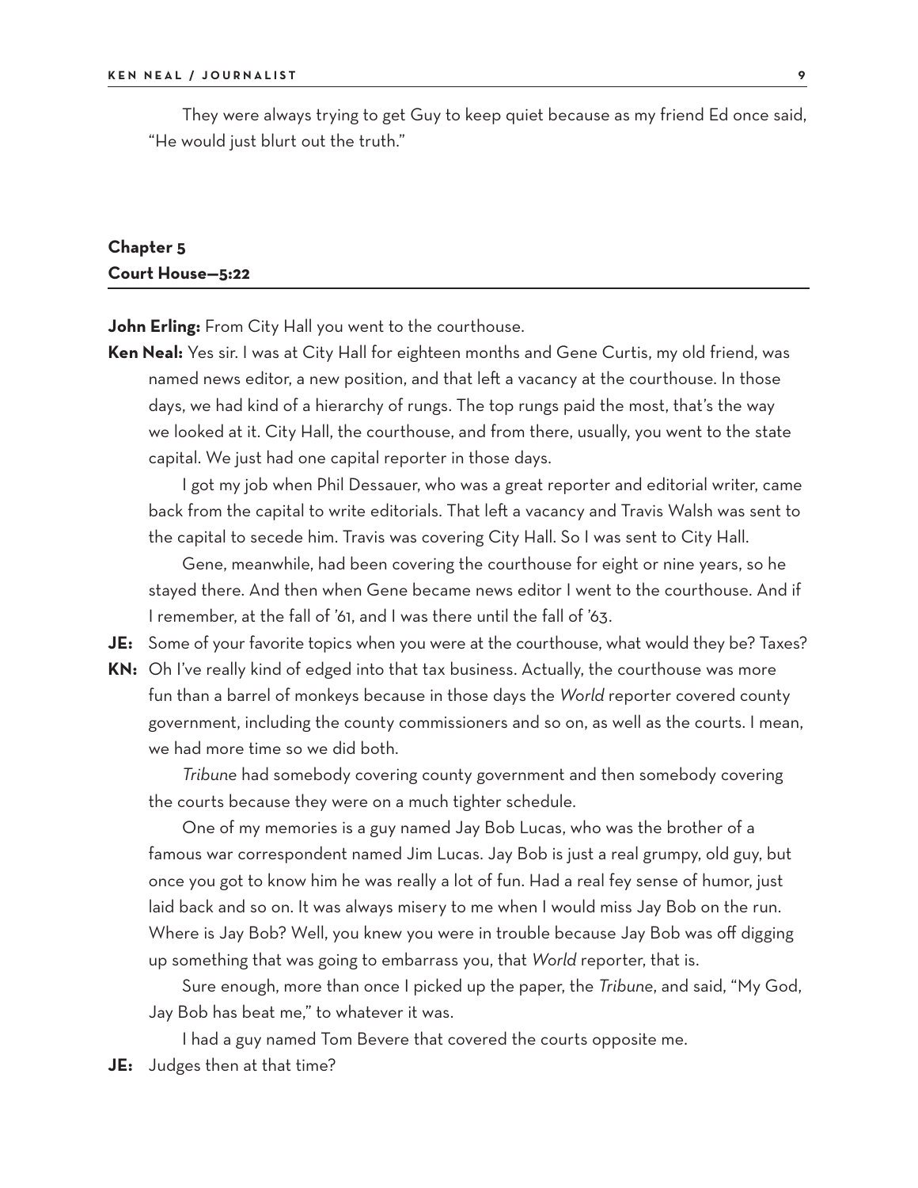They were always trying to get Guy to keep quiet because as my friend Ed once said, "He would just blurt out the truth."

## Chapter 5
## Court House—5:22

**John Erling:** From City Hall you went to the courthouse.

**Ken Neal:** Yes sir. I was at City Hall for eighteen months and Gene Curtis, my old friend, was named news editor, a new position, and that left a vacancy at the courthouse. In those days, we had kind of a hierarchy of rungs. The top rungs paid the most, that's the way we looked at it. City Hall, the courthouse, and from there, usually, you went to the state capital. We just had one capital reporter in those days.

I got my job when Phil Dessauer, who was a great reporter and editorial writer, came back from the capital to write editorials. That left a vacancy and Travis Walsh was sent to the capital to secede him. Travis was covering City Hall. So I was sent to City Hall.

Gene, meanwhile, had been covering the courthouse for eight or nine years, so he stayed there. And then when Gene became news editor I went to the courthouse. And if I remember, at the fall of '61, and I was there until the fall of '63.

**JE:** Some of your favorite topics when you were at the courthouse, what would they be? Taxes?

**KN:** Oh I've really kind of edged into that tax business. Actually, the courthouse was more fun than a barrel of monkeys because in those days the *World* reporter covered county government, including the county commissioners and so on, as well as the courts. I mean, we had more time so we did both.

*Tribune* had somebody covering county government and then somebody covering the courts because they were on a much tighter schedule.

One of my memories is a guy named Jay Bob Lucas, who was the brother of a famous war correspondent named Jim Lucas. Jay Bob is just a real grumpy, old guy, but once you got to know him he was really a lot of fun. Had a real fey sense of humor, just laid back and so on. It was always misery to me when I would miss Jay Bob on the run. Where is Jay Bob? Well, you knew you were in trouble because Jay Bob was off digging up something that was going to embarrass you, that *World* reporter, that is.

Sure enough, more than once I picked up the paper, the *Tribune*, and said, "My God, Jay Bob has beat me," to whatever it was.

I had a guy named Tom Bevere that covered the courts opposite me.

**JE:** Judges then at that time?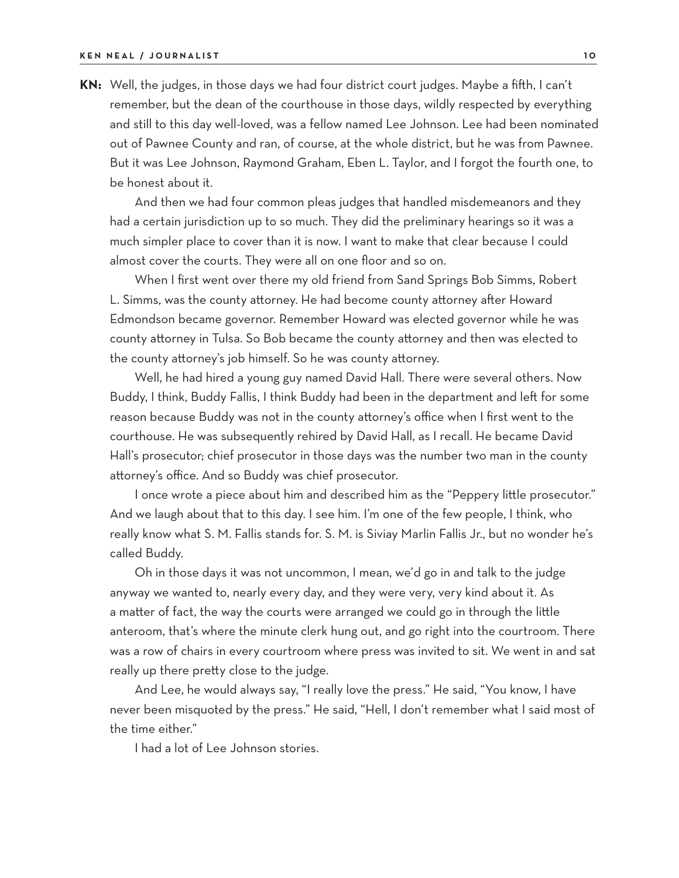**KN:** Well, the judges, in those days we had four district court judges. Maybe a fifth, I can't remember, but the dean of the courthouse in those days, wildly respected by everything and still to this day well-loved, was a fellow named Lee Johnson. Lee had been nominated out of Pawnee County and ran, of course, at the whole district, but he was from Pawnee. But it was Lee Johnson, Raymond Graham, Eben L. Taylor, and I forgot the fourth one, to be honest about it.

And then we had four common pleas judges that handled misdemeanors and they had a certain jurisdiction up to so much. They did the preliminary hearings so it was a much simpler place to cover than it is now. I want to make that clear because I could almost cover the courts. They were all on one floor and so on.

When I first went over there my old friend from Sand Springs Bob Simms, Robert L. Simms, was the county attorney. He had become county attorney after Howard Edmondson became governor. Remember Howard was elected governor while he was county attorney in Tulsa. So Bob became the county attorney and then was elected to the county attorney's job himself. So he was county attorney.

Well, he had hired a young guy named David Hall. There were several others. Now Buddy, I think, Buddy Fallis, I think Buddy had been in the department and left for some reason because Buddy was not in the county attorney's office when I first went to the courthouse. He was subsequently rehired by David Hall, as I recall. He became David Hall's prosecutor; chief prosecutor in those days was the number two man in the county attorney's office. And so Buddy was chief prosecutor.

I once wrote a piece about him and described him as the "Peppery little prosecutor." And we laugh about that to this day. I see him. I'm one of the few people, I think, who really know what S. M. Fallis stands for. S. M. is Siviay Marlin Fallis Jr., but no wonder he's called Buddy.

Oh in those days it was not uncommon, I mean, we'd go in and talk to the judge anyway we wanted to, nearly every day, and they were very, very kind about it. As a matter of fact, the way the courts were arranged we could go in through the little anteroom, that's where the minute clerk hung out, and go right into the courtroom. There was a row of chairs in every courtroom where press was invited to sit. We went in and sat really up there pretty close to the judge.

And Lee, he would always say, "I really love the press." He said, "You know, I have never been misquoted by the press." He said, "Hell, I don't remember what I said most of the time either."

I had a lot of Lee Johnson stories.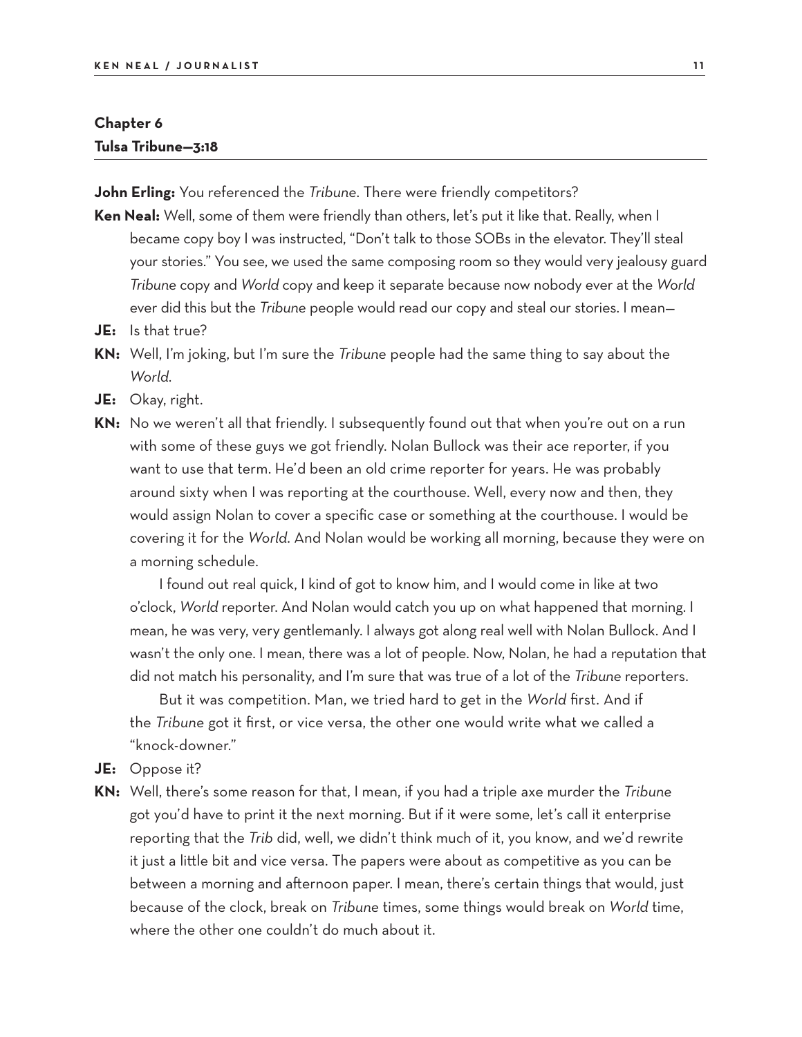## Chapter 6
### Tulsa Tribune—3:18

**John Erling:** You referenced the *Tribune*. There were friendly competitors?

**Ken Neal:** Well, some of them were friendly than others, let's put it like that. Really, when I became copy boy I was instructed, "Don't talk to those SOBs in the elevator. They'll steal your stories." You see, we used the same composing room so they would very jealousy guard *Tribune* copy and *World* copy and keep it separate because now nobody ever at the *World* ever did this but the *Tribune* people would read our copy and steal our stories. I mean—

**JE:** Is that true?

**KN:** Well, I'm joking, but I'm sure the *Tribune* people had the same thing to say about the *World*.

**JE:** Okay, right.

**KN:** No we weren't all that friendly. I subsequently found out that when you're out on a run with some of these guys we got friendly. Nolan Bullock was their ace reporter, if you want to use that term. He'd been an old crime reporter for years. He was probably around sixty when I was reporting at the courthouse. Well, every now and then, they would assign Nolan to cover a specific case or something at the courthouse. I would be covering it for the *World*. And Nolan would be working all morning, because they were on a morning schedule.

I found out real quick, I kind of got to know him, and I would come in like at two o'clock, *World* reporter. And Nolan would catch you up on what happened that morning. I mean, he was very, very gentlemanly. I always got along real well with Nolan Bullock. And I wasn't the only one. I mean, there was a lot of people. Now, Nolan, he had a reputation that did not match his personality, and I'm sure that was true of a lot of the *Tribune* reporters.

But it was competition. Man, we tried hard to get in the *World* first. And if the *Tribune* got it first, or vice versa, the other one would write what we called a "knock-downer."

**JE:** Oppose it?

**KN:** Well, there's some reason for that, I mean, if you had a triple axe murder the *Tribune* got you'd have to print it the next morning. But if it were some, let's call it enterprise reporting that the *Trib* did, well, we didn't think much of it, you know, and we'd rewrite it just a little bit and vice versa. The papers were about as competitive as you can be between a morning and afternoon paper. I mean, there's certain things that would, just because of the clock, break on *Tribune* times, some things would break on *World* time, where the other one couldn't do much about it.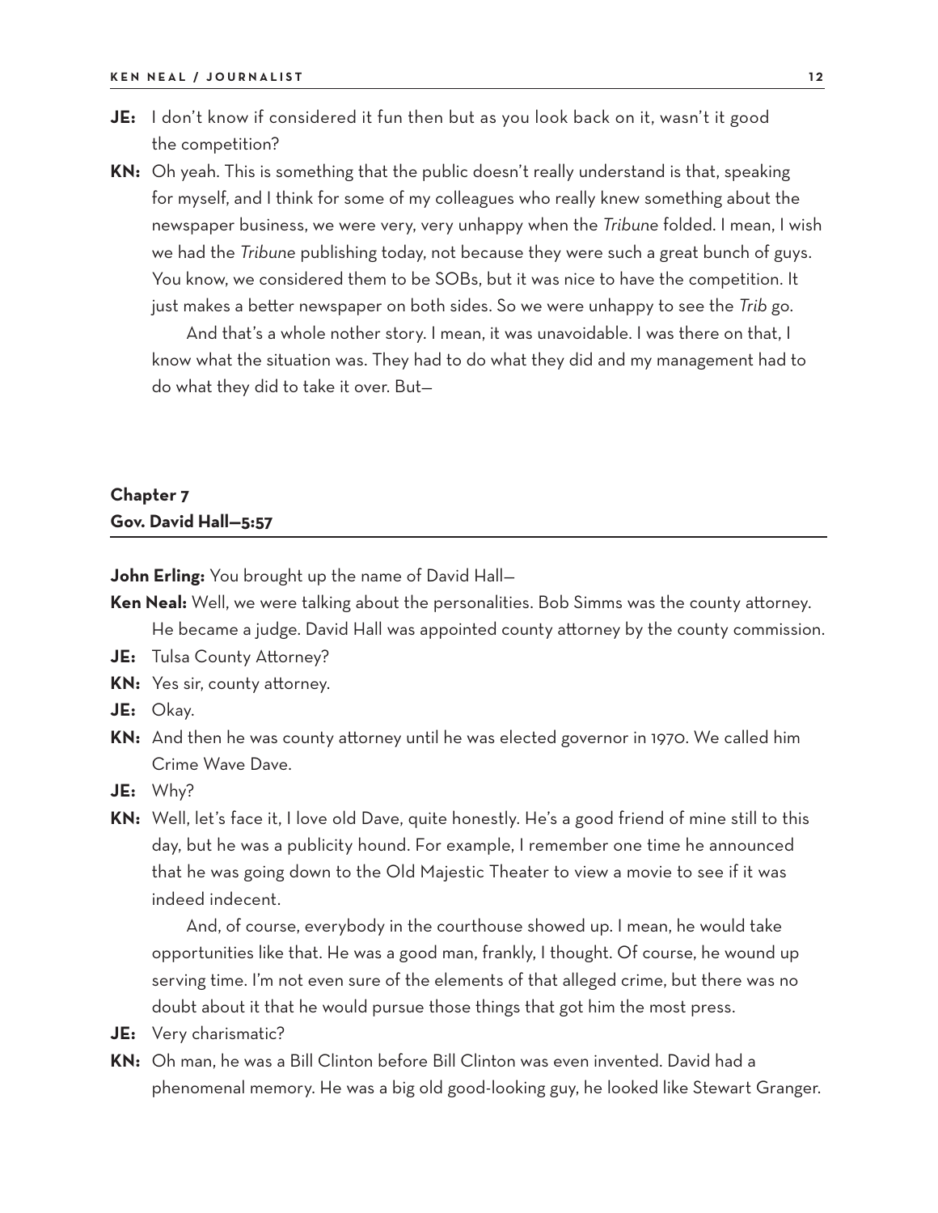**JE:** I don't know if considered it fun then but as you look back on it, wasn't it good the competition?

**KN:** Oh yeah. This is something that the public doesn't really understand is that, speaking for myself, and I think for some of my colleagues who really knew something about the newspaper business, we were very, very unhappy when the *Tribune* folded. I mean, I wish we had the *Tribune* publishing today, not because they were such a great bunch of guys. You know, we considered them to be SOBs, but it was nice to have the competition. It just makes a better newspaper on both sides. So we were unhappy to see the *Trib* go.

And that's a whole nother story. I mean, it was unavoidable. I was there on that, I know what the situation was. They had to do what they did and my management had to do what they did to take it over. But—

## Chapter 7
## Gov. David Hall—5:57

**John Erling:** You brought up the name of David Hall—

**Ken Neal:** Well, we were talking about the personalities. Bob Simms was the county attorney. He became a judge. David Hall was appointed county attorney by the county commission.

**JE:** Tulsa County Attorney?

**KN:** Yes sir, county attorney.

**JE:** Okay.

**KN:** And then he was county attorney until he was elected governor in 1970. We called him Crime Wave Dave.

**JE:** Why?

**KN:** Well, let's face it, I love old Dave, quite honestly. He's a good friend of mine still to this day, but he was a publicity hound. For example, I remember one time he announced that he was going down to the Old Majestic Theater to view a movie to see if it was indeed indecent.

And, of course, everybody in the courthouse showed up. I mean, he would take opportunities like that. He was a good man, frankly, I thought. Of course, he wound up serving time. I'm not even sure of the elements of that alleged crime, but there was no doubt about it that he would pursue those things that got him the most press.

**JE:** Very charismatic?

**KN:** Oh man, he was a Bill Clinton before Bill Clinton was even invented. David had a phenomenal memory. He was a big old good-looking guy, he looked like Stewart Granger.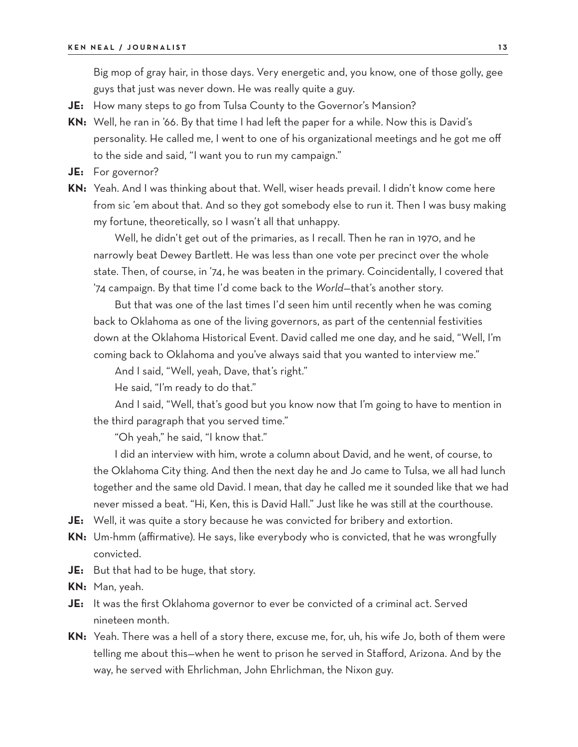Big mop of gray hair, in those days. Very energetic and, you know, one of those golly, gee guys that just was never down. He was really quite a guy.

**JE:** How many steps to go from Tulsa County to the Governor's Mansion?

**KN:** Well, he ran in '66. By that time I had left the paper for a while. Now this is David's personality. He called me, I went to one of his organizational meetings and he got me off to the side and said, "I want you to run my campaign."

**JE:** For governor?

**KN:** Yeah. And I was thinking about that. Well, wiser heads prevail. I didn't know come here from sic 'em about that. And so they got somebody else to run it. Then I was busy making my fortune, theoretically, so I wasn't all that unhappy.

Well, he didn't get out of the primaries, as I recall. Then he ran in 1970, and he narrowly beat Dewey Bartlett. He was less than one vote per precinct over the whole state. Then, of course, in '74, he was beaten in the primary. Coincidentally, I covered that '74 campaign. By that time I'd come back to the *World*—that's another story.

But that was one of the last times I'd seen him until recently when he was coming back to Oklahoma as one of the living governors, as part of the centennial festivities down at the Oklahoma Historical Event. David called me one day, and he said, "Well, I'm coming back to Oklahoma and you've always said that you wanted to interview me."

And I said, "Well, yeah, Dave, that's right."

He said, "I'm ready to do that."

And I said, "Well, that's good but you know now that I'm going to have to mention in the third paragraph that you served time."

"Oh yeah," he said, "I know that."

I did an interview with him, wrote a column about David, and he went, of course, to the Oklahoma City thing. And then the next day he and Jo came to Tulsa, we all had lunch together and the same old David. I mean, that day he called me it sounded like that we had never missed a beat. "Hi, Ken, this is David Hall." Just like he was still at the courthouse.

**JE:** Well, it was quite a story because he was convicted for bribery and extortion.

**KN:** Um-hmm (affirmative). He says, like everybody who is convicted, that he was wrongfully convicted.

**JE:** But that had to be huge, that story.

**KN:** Man, yeah.

**JE:** It was the first Oklahoma governor to ever be convicted of a criminal act. Served nineteen month.

**KN:** Yeah. There was a hell of a story there, excuse me, for, uh, his wife Jo, both of them were telling me about this—when he went to prison he served in Stafford, Arizona. And by the way, he served with Ehrlichman, John Ehrlichman, the Nixon guy.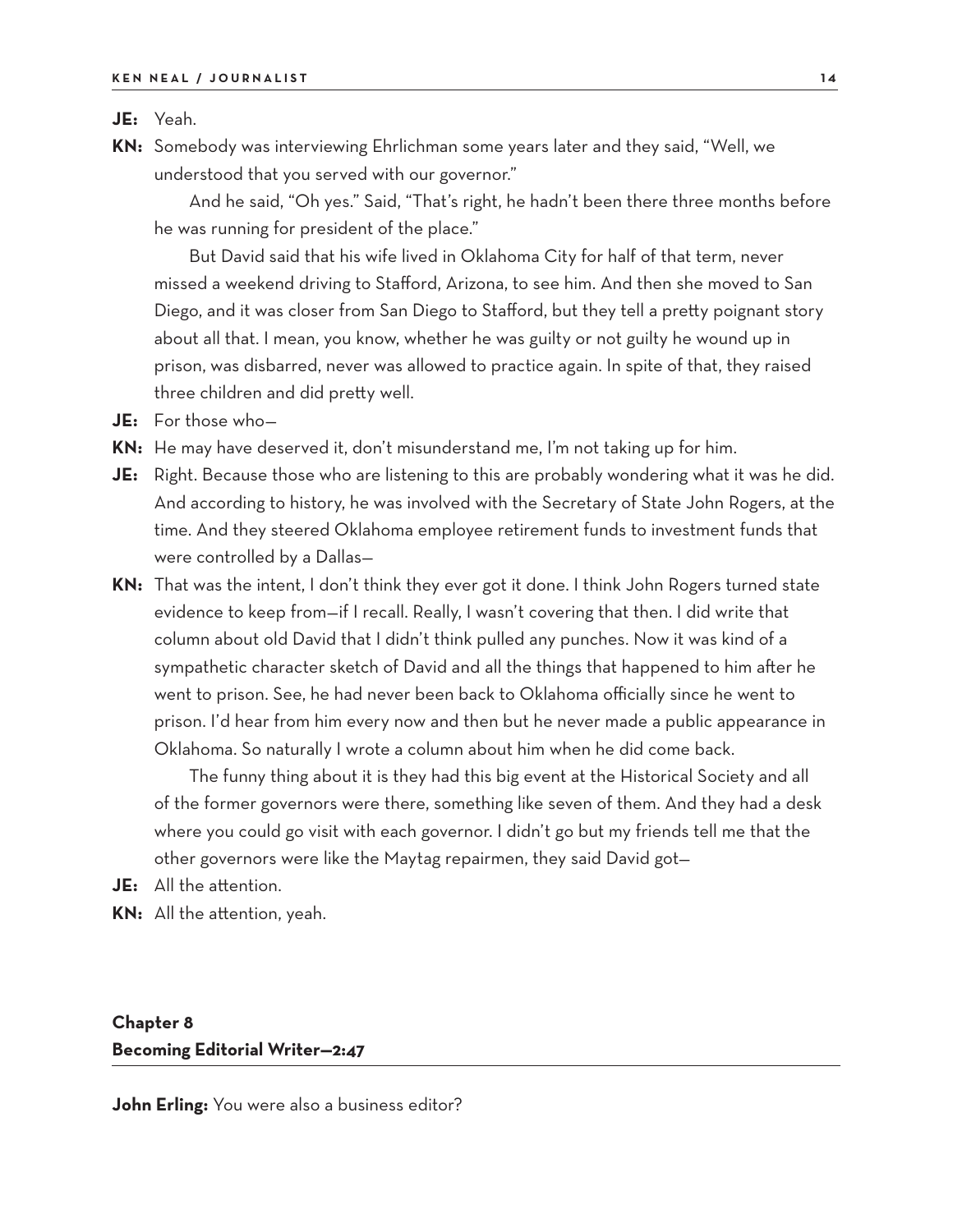**JE:** Yeah.

**KN:** Somebody was interviewing Ehrlichman some years later and they said, "Well, we understood that you served with our governor."

And he said, "Oh yes." Said, "That's right, he hadn't been there three months before he was running for president of the place."

But David said that his wife lived in Oklahoma City for half of that term, never missed a weekend driving to Stafford, Arizona, to see him. And then she moved to San Diego, and it was closer from San Diego to Stafford, but they tell a pretty poignant story about all that. I mean, you know, whether he was guilty or not guilty he wound up in prison, was disbarred, never was allowed to practice again. In spite of that, they raised three children and did pretty well.

**JE:** For those who—

**KN:** He may have deserved it, don't misunderstand me, I'm not taking up for him.

**JE:** Right. Because those who are listening to this are probably wondering what it was he did. And according to history, he was involved with the Secretary of State John Rogers, at the time. And they steered Oklahoma employee retirement funds to investment funds that were controlled by a Dallas—

**KN:** That was the intent, I don't think they ever got it done. I think John Rogers turned state evidence to keep from—if I recall. Really, I wasn't covering that then. I did write that column about old David that I didn't think pulled any punches. Now it was kind of a sympathetic character sketch of David and all the things that happened to him after he went to prison. See, he had never been back to Oklahoma officially since he went to prison. I'd hear from him every now and then but he never made a public appearance in Oklahoma. So naturally I wrote a column about him when he did come back.

The funny thing about it is they had this big event at the Historical Society and all of the former governors were there, something like seven of them. And they had a desk where you could go visit with each governor. I didn't go but my friends tell me that the other governors were like the Maytag repairmen, they said David got—

**JE:** All the attention.

**KN:** All the attention, yeah.

## Chapter 8
## Becoming Editorial Writer—2:47

**John Erling:** You were also a business editor?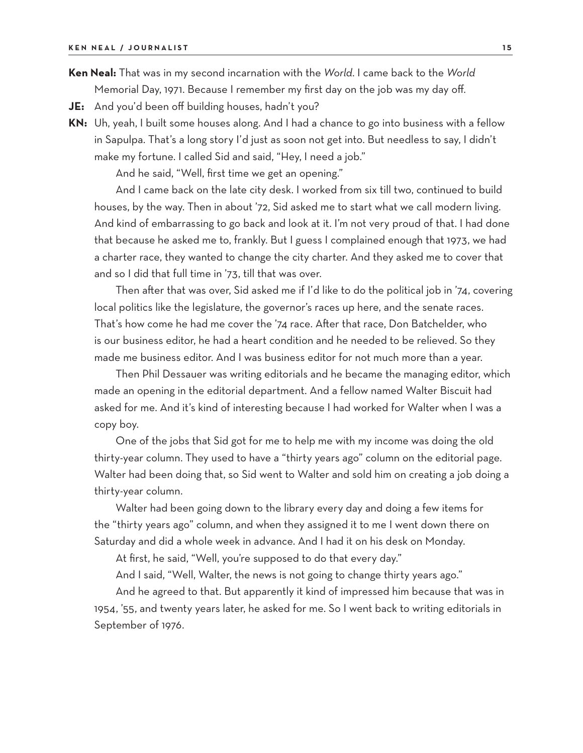**Ken Neal:** That was in my second incarnation with the *World*. I came back to the *World* Memorial Day, 1971. Because I remember my first day on the job was my day off.

**JE:** And you'd been off building houses, hadn't you?

**KN:** Uh, yeah, I built some houses along. And I had a chance to go into business with a fellow in Sapulpa. That's a long story I'd just as soon not get into. But needless to say, I didn't make my fortune. I called Sid and said, "Hey, I need a job."

And he said, "Well, first time we get an opening."

And I came back on the late city desk. I worked from six till two, continued to build houses, by the way. Then in about '72, Sid asked me to start what we call modern living. And kind of embarrassing to go back and look at it. I'm not very proud of that. I had done that because he asked me to, frankly. But I guess I complained enough that 1973, we had a charter race, they wanted to change the city charter. And they asked me to cover that and so I did that full time in '73, till that was over.

Then after that was over, Sid asked me if I'd like to do the political job in '74, covering local politics like the legislature, the governor's races up here, and the senate races. That's how come he had me cover the '74 race. After that race, Don Batchelder, who is our business editor, he had a heart condition and he needed to be relieved. So they made me business editor. And I was business editor for not much more than a year.

Then Phil Dessauer was writing editorials and he became the managing editor, which made an opening in the editorial department. And a fellow named Walter Biscuit had asked for me. And it's kind of interesting because I had worked for Walter when I was a copy boy.

One of the jobs that Sid got for me to help me with my income was doing the old thirty-year column. They used to have a "thirty years ago" column on the editorial page. Walter had been doing that, so Sid went to Walter and sold him on creating a job doing a thirty-year column.

Walter had been going down to the library every day and doing a few items for the "thirty years ago" column, and when they assigned it to me I went down there on Saturday and did a whole week in advance. And I had it on his desk on Monday.

At first, he said, "Well, you're supposed to do that every day."

And I said, "Well, Walter, the news is not going to change thirty years ago."

And he agreed to that. But apparently it kind of impressed him because that was in 1954, '55, and twenty years later, he asked for me. So I went back to writing editorials in September of 1976.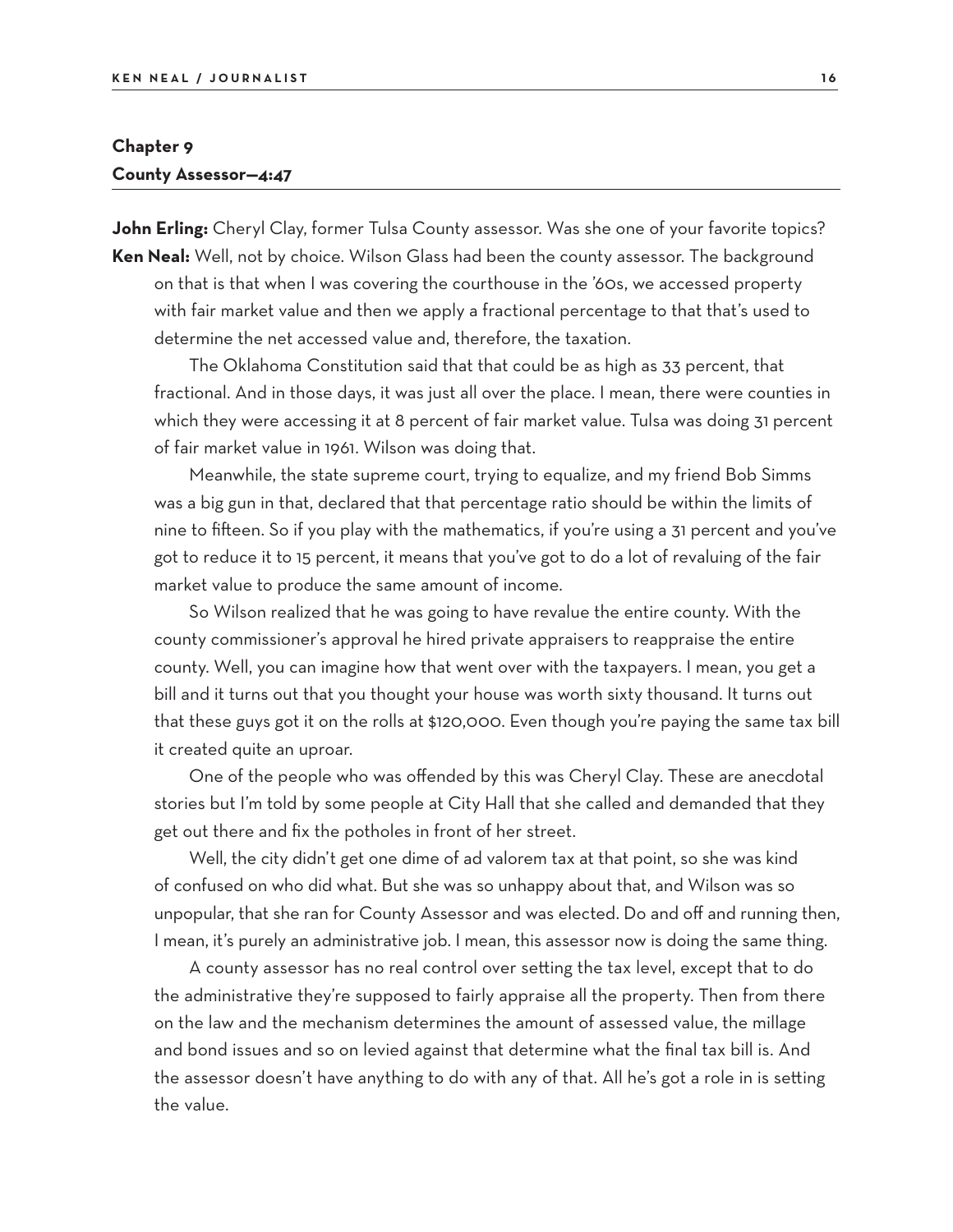## Chapter 9
### County Assessor—4:47

**John Erling:** Cheryl Clay, former Tulsa County assessor. Was she one of your favorite topics?

**Ken Neal:** Well, not by choice. Wilson Glass had been the county assessor. The background on that is that when I was covering the courthouse in the '60s, we accessed property with fair market value and then we apply a fractional percentage to that that's used to determine the net accessed value and, therefore, the taxation.

The Oklahoma Constitution said that that could be as high as 33 percent, that fractional. And in those days, it was just all over the place. I mean, there were counties in which they were accessing it at 8 percent of fair market value. Tulsa was doing 31 percent of fair market value in 1961. Wilson was doing that.

Meanwhile, the state supreme court, trying to equalize, and my friend Bob Simms was a big gun in that, declared that that percentage ratio should be within the limits of nine to fifteen. So if you play with the mathematics, if you're using a 31 percent and you've got to reduce it to 15 percent, it means that you've got to do a lot of revaluing of the fair market value to produce the same amount of income.

So Wilson realized that he was going to have revalue the entire county. With the county commissioner's approval he hired private appraisers to reappraise the entire county. Well, you can imagine how that went over with the taxpayers. I mean, you get a bill and it turns out that you thought your house was worth sixty thousand. It turns out that these guys got it on the rolls at $120,000. Even though you're paying the same tax bill it created quite an uproar.

One of the people who was offended by this was Cheryl Clay. These are anecdotal stories but I'm told by some people at City Hall that she called and demanded that they get out there and fix the potholes in front of her street.

Well, the city didn't get one dime of ad valorem tax at that point, so she was kind of confused on who did what. But she was so unhappy about that, and Wilson was so unpopular, that she ran for County Assessor and was elected. Do and off and running then, I mean, it's purely an administrative job. I mean, this assessor now is doing the same thing.

A county assessor has no real control over setting the tax level, except that to do the administrative they're supposed to fairly appraise all the property. Then from there on the law and the mechanism determines the amount of assessed value, the millage and bond issues and so on levied against that determine what the final tax bill is. And the assessor doesn't have anything to do with any of that. All he's got a role in is setting the value.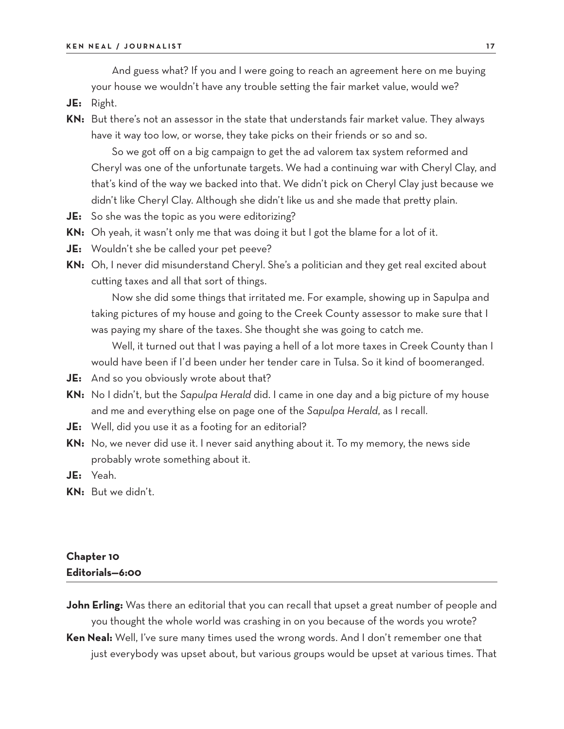And guess what? If you and I were going to reach an agreement here on me buying your house we wouldn't have any trouble setting the fair market value, would we?

**JE:** Right.

**KN:** But there's not an assessor in the state that understands fair market value. They always have it way too low, or worse, they take picks on their friends or so and so.

So we got off on a big campaign to get the ad valorem tax system reformed and Cheryl was one of the unfortunate targets. We had a continuing war with Cheryl Clay, and that's kind of the way we backed into that. We didn't pick on Cheryl Clay just because we didn't like Cheryl Clay. Although she didn't like us and she made that pretty plain.

**JE:** So she was the topic as you were editorizing?

**KN:** Oh yeah, it wasn't only me that was doing it but I got the blame for a lot of it.

**JE:** Wouldn't she be called your pet peeve?

**KN:** Oh, I never did misunderstand Cheryl. She's a politician and they get real excited about cutting taxes and all that sort of things.

Now she did some things that irritated me. For example, showing up in Sapulpa and taking pictures of my house and going to the Creek County assessor to make sure that I was paying my share of the taxes. She thought she was going to catch me.

Well, it turned out that I was paying a hell of a lot more taxes in Creek County than I would have been if I'd been under her tender care in Tulsa. So it kind of boomeranged.

**JE:** And so you obviously wrote about that?

**KN:** No I didn't, but the *Sapulpa Herald* did. I came in one day and a big picture of my house and me and everything else on page one of the *Sapulpa Herald*, as I recall.

**JE:** Well, did you use it as a footing for an editorial?

**KN:** No, we never did use it. I never said anything about it. To my memory, the news side probably wrote something about it.

**JE:** Yeah.

**KN:** But we didn't.

## Chapter 10
## Editorials—6:00

**John Erling:** Was there an editorial that you can recall that upset a great number of people and you thought the whole world was crashing in on you because of the words you wrote?

**Ken Neal:** Well, I've sure many times used the wrong words. And I don't remember one that just everybody was upset about, but various groups would be upset at various times. That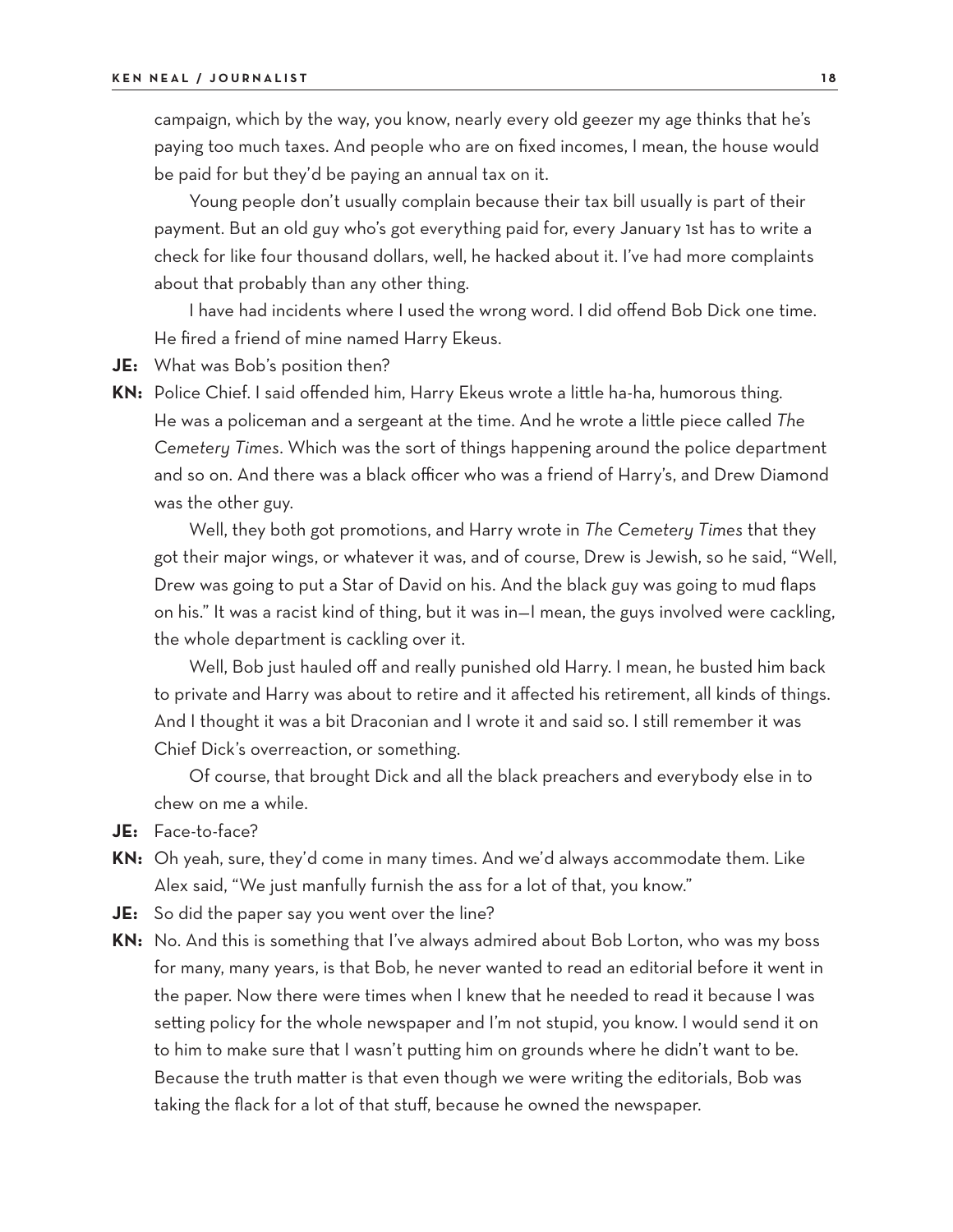campaign, which by the way, you know, nearly every old geezer my age thinks that he's paying too much taxes. And people who are on fixed incomes, I mean, the house would be paid for but they'd be paying an annual tax on it.

Young people don't usually complain because their tax bill usually is part of their payment. But an old guy who's got everything paid for, every January 1st has to write a check for like four thousand dollars, well, he hacked about it. I've had more complaints about that probably than any other thing.

I have had incidents where I used the wrong word. I did offend Bob Dick one time. He fired a friend of mine named Harry Ekeus.

**JE:** What was Bob's position then?

**KN:** Police Chief. I said offended him, Harry Ekeus wrote a little ha-ha, humorous thing. He was a policeman and a sergeant at the time. And he wrote a little piece called *The Cemetery Times*. Which was the sort of things happening around the police department and so on. And there was a black officer who was a friend of Harry's, and Drew Diamond was the other guy.

Well, they both got promotions, and Harry wrote in *The Cemetery Times* that they got their major wings, or whatever it was, and of course, Drew is Jewish, so he said, "Well, Drew was going to put a Star of David on his. And the black guy was going to mud flaps on his." It was a racist kind of thing, but it was in—I mean, the guys involved were cackling, the whole department is cackling over it.

Well, Bob just hauled off and really punished old Harry. I mean, he busted him back to private and Harry was about to retire and it affected his retirement, all kinds of things. And I thought it was a bit Draconian and I wrote it and said so. I still remember it was Chief Dick's overreaction, or something.

Of course, that brought Dick and all the black preachers and everybody else in to chew on me a while.

**JE:** Face-to-face?

**KN:** Oh yeah, sure, they'd come in many times. And we'd always accommodate them. Like Alex said, "We just manfully furnish the ass for a lot of that, you know."

**JE:** So did the paper say you went over the line?

**KN:** No. And this is something that I've always admired about Bob Lorton, who was my boss for many, many years, is that Bob, he never wanted to read an editorial before it went in the paper. Now there were times when I knew that he needed to read it because I was setting policy for the whole newspaper and I'm not stupid, you know. I would send it on to him to make sure that I wasn't putting him on grounds where he didn't want to be. Because the truth matter is that even though we were writing the editorials, Bob was taking the flack for a lot of that stuff, because he owned the newspaper.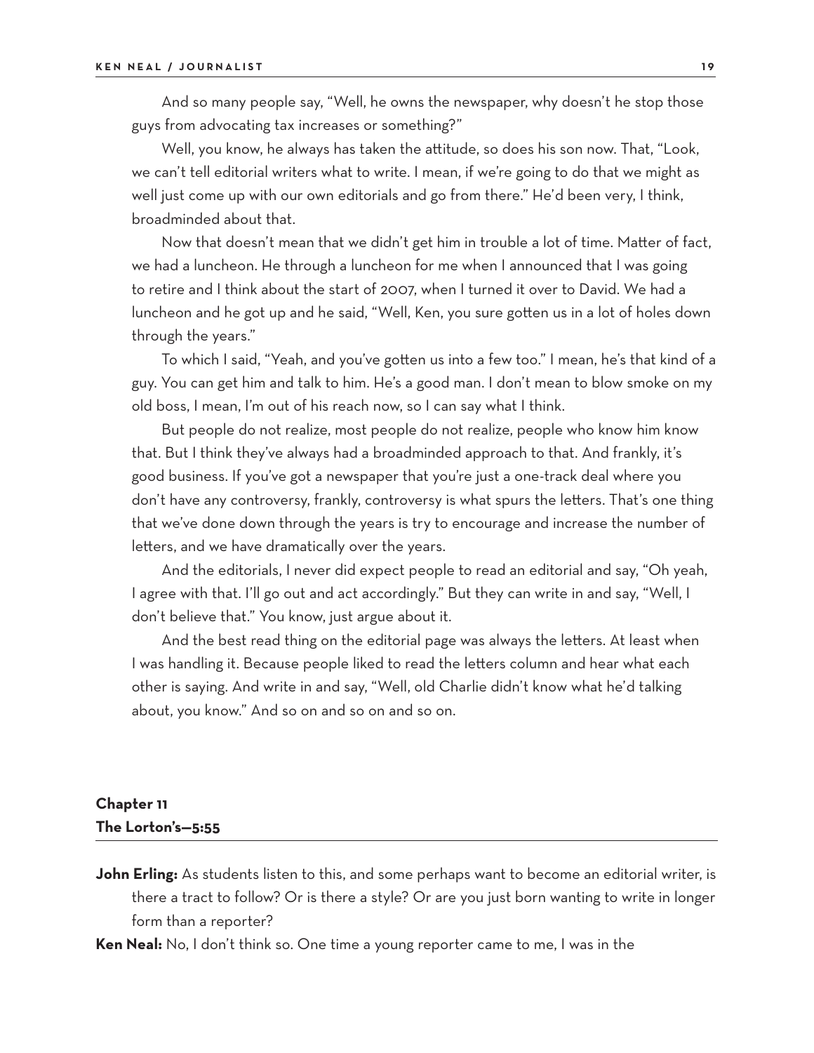And so many people say, "Well, he owns the newspaper, why doesn't he stop those guys from advocating tax increases or something?"

Well, you know, he always has taken the attitude, so does his son now. That, "Look, we can't tell editorial writers what to write. I mean, if we're going to do that we might as well just come up with our own editorials and go from there." He'd been very, I think, broadminded about that.

Now that doesn't mean that we didn't get him in trouble a lot of time. Matter of fact, we had a luncheon. He through a luncheon for me when I announced that I was going to retire and I think about the start of 2007, when I turned it over to David. We had a luncheon and he got up and he said, "Well, Ken, you sure gotten us in a lot of holes down through the years."

To which I said, "Yeah, and you've gotten us into a few too." I mean, he's that kind of a guy. You can get him and talk to him. He's a good man. I don't mean to blow smoke on my old boss, I mean, I'm out of his reach now, so I can say what I think.

But people do not realize, most people do not realize, people who know him know that. But I think they've always had a broadminded approach to that. And frankly, it's good business. If you've got a newspaper that you're just a one-track deal where you don't have any controversy, frankly, controversy is what spurs the letters. That's one thing that we've done down through the years is try to encourage and increase the number of letters, and we have dramatically over the years.

And the editorials, I never did expect people to read an editorial and say, "Oh yeah, I agree with that. I'll go out and act accordingly." But they can write in and say, "Well, I don't believe that." You know, just argue about it.

And the best read thing on the editorial page was always the letters. At least when I was handling it. Because people liked to read the letters column and hear what each other is saying. And write in and say, "Well, old Charlie didn't know what he'd talking about, you know." And so on and so on and so on.

## Chapter 11
## The Lorton's—5:55

**John Erling:** As students listen to this, and some perhaps want to become an editorial writer, is there a tract to follow? Or is there a style? Or are you just born wanting to write in longer form than a reporter?

**Ken Neal:** No, I don't think so. One time a young reporter came to me, I was in the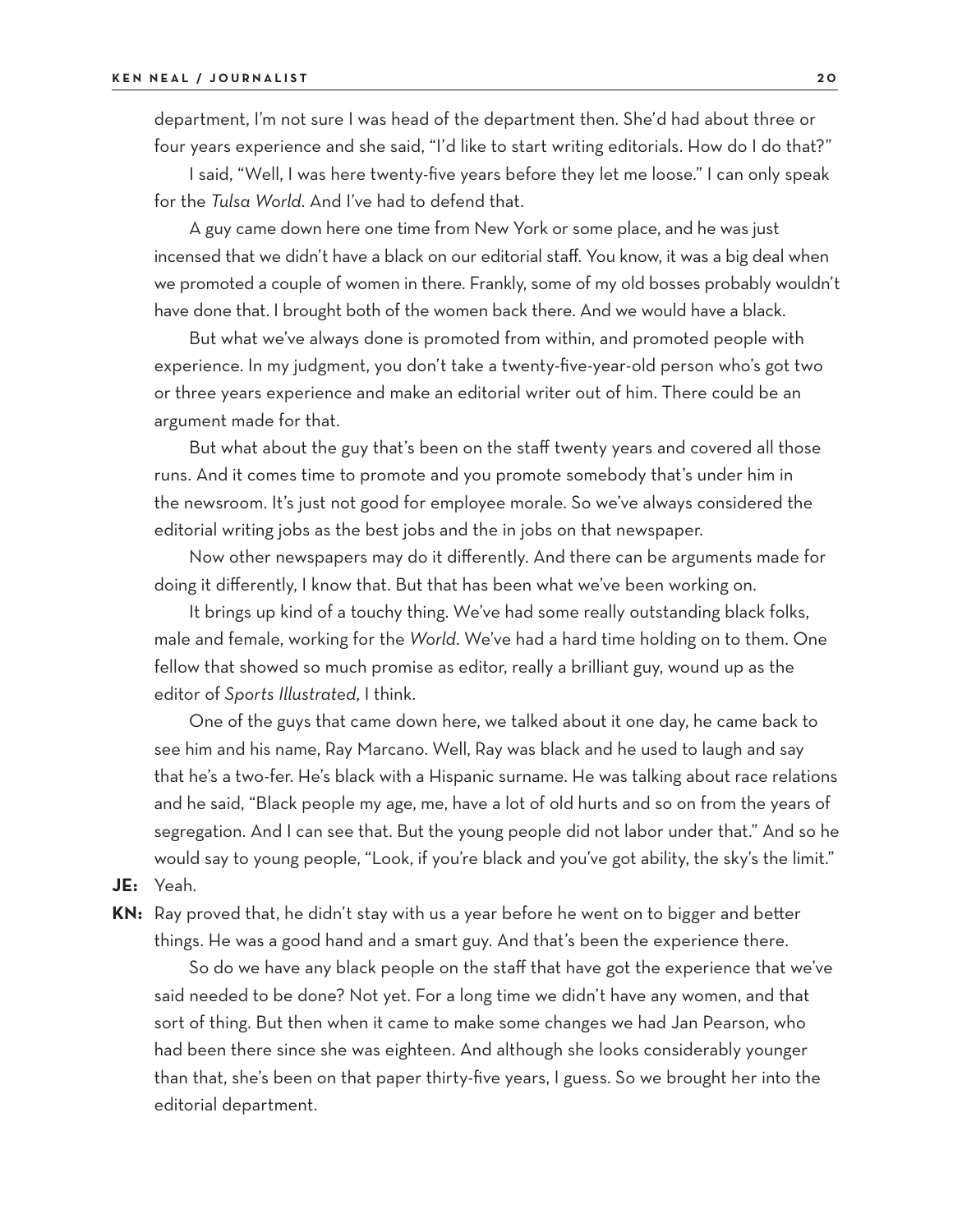department, I'm not sure I was head of the department then. She'd had about three or four years experience and she said, "I'd like to start writing editorials. How do I do that?"

I said, "Well, I was here twenty-five years before they let me loose." I can only speak for the *Tulsa World*. And I've had to defend that.

A guy came down here one time from New York or some place, and he was just incensed that we didn't have a black on our editorial staff. You know, it was a big deal when we promoted a couple of women in there. Frankly, some of my old bosses probably wouldn't have done that. I brought both of the women back there. And we would have a black.

But what we've always done is promoted from within, and promoted people with experience. In my judgment, you don't take a twenty-five-year-old person who's got two or three years experience and make an editorial writer out of him. There could be an argument made for that.

But what about the guy that's been on the staff twenty years and covered all those runs. And it comes time to promote and you promote somebody that's under him in the newsroom. It's just not good for employee morale. So we've always considered the editorial writing jobs as the best jobs and the in jobs on that newspaper.

Now other newspapers may do it differently. And there can be arguments made for doing it differently, I know that. But that has been what we've been working on.

It brings up kind of a touchy thing. We've had some really outstanding black folks, male and female, working for the *World*. We've had a hard time holding on to them. One fellow that showed so much promise as editor, really a brilliant guy, wound up as the editor of *Sports Illustrated*, I think.

One of the guys that came down here, we talked about it one day, he came back to see him and his name, Ray Marcano. Well, Ray was black and he used to laugh and say that he's a two-fer. He's black with a Hispanic surname. He was talking about race relations and he said, "Black people my age, me, have a lot of old hurts and so on from the years of segregation. And I can see that. But the young people did not labor under that." And so he would say to young people, "Look, if you're black and you've got ability, the sky's the limit."

**JE:** Yeah.

**KN:** Ray proved that, he didn't stay with us a year before he went on to bigger and better things. He was a good hand and a smart guy. And that's been the experience there.

So do we have any black people on the staff that have got the experience that we've said needed to be done? Not yet. For a long time we didn't have any women, and that sort of thing. But then when it came to make some changes we had Jan Pearson, who had been there since she was eighteen. And although she looks considerably younger than that, she's been on that paper thirty-five years, I guess. So we brought her into the editorial department.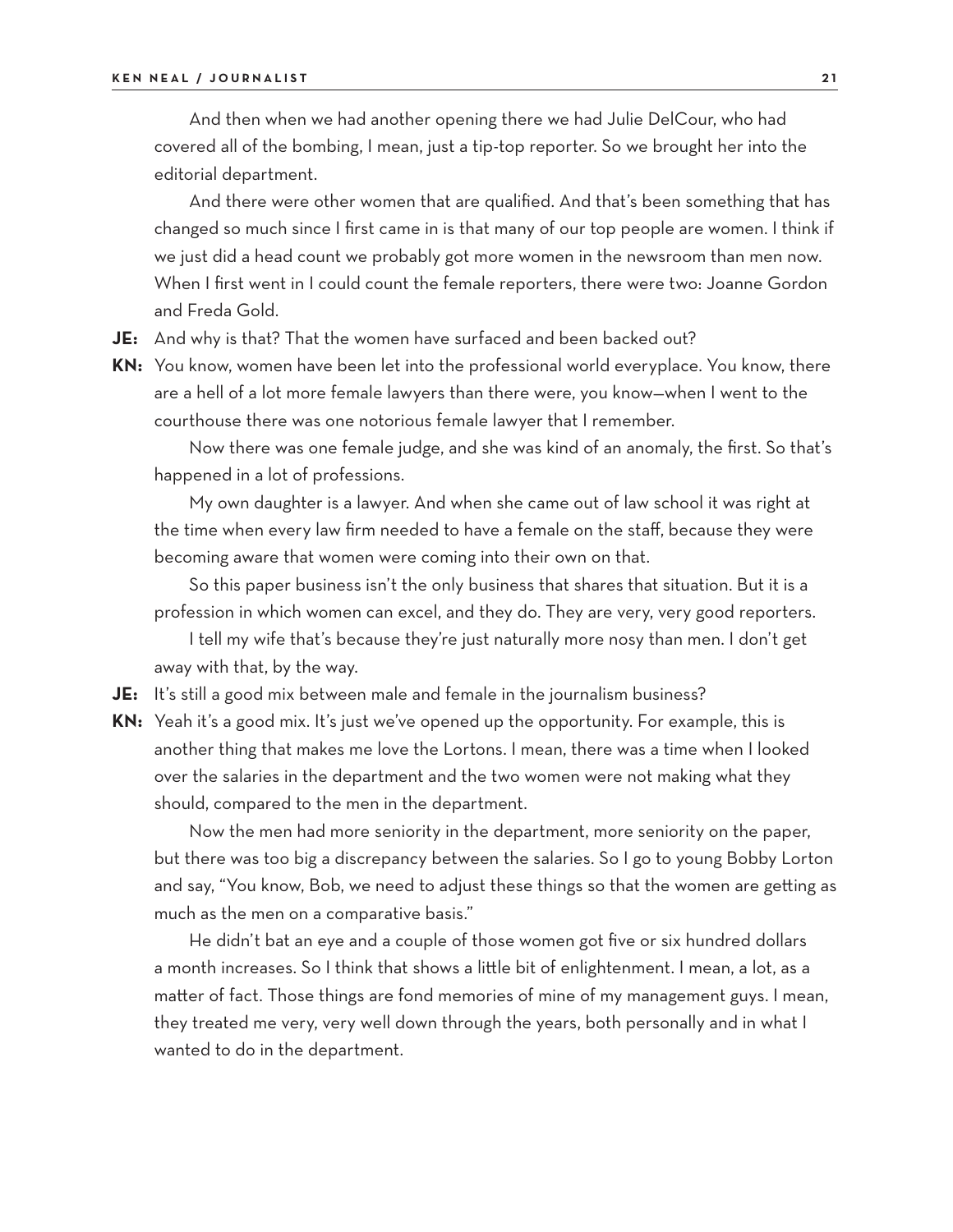And then when we had another opening there we had Julie DelCour, who had covered all of the bombing, I mean, just a tip-top reporter. So we brought her into the editorial department.

And there were other women that are qualified. And that's been something that has changed so much since I first came in is that many of our top people are women. I think if we just did a head count we probably got more women in the newsroom than men now. When I first went in I could count the female reporters, there were two: Joanne Gordon and Freda Gold.

**JE:** And why is that? That the women have surfaced and been backed out?

**KN:** You know, women have been let into the professional world everyplace. You know, there are a hell of a lot more female lawyers than there were, you know—when I went to the courthouse there was one notorious female lawyer that I remember.

Now there was one female judge, and she was kind of an anomaly, the first. So that's happened in a lot of professions.

My own daughter is a lawyer. And when she came out of law school it was right at the time when every law firm needed to have a female on the staff, because they were becoming aware that women were coming into their own on that.

So this paper business isn't the only business that shares that situation. But it is a profession in which women can excel, and they do. They are very, very good reporters.

I tell my wife that's because they're just naturally more nosy than men. I don't get away with that, by the way.

**JE:** It's still a good mix between male and female in the journalism business?

**KN:** Yeah it's a good mix. It's just we've opened up the opportunity. For example, this is another thing that makes me love the Lortons. I mean, there was a time when I looked over the salaries in the department and the two women were not making what they should, compared to the men in the department.

Now the men had more seniority in the department, more seniority on the paper, but there was too big a discrepancy between the salaries. So I go to young Bobby Lorton and say, "You know, Bob, we need to adjust these things so that the women are getting as much as the men on a comparative basis."

He didn't bat an eye and a couple of those women got five or six hundred dollars a month increases. So I think that shows a little bit of enlightenment. I mean, a lot, as a matter of fact. Those things are fond memories of mine of my management guys. I mean, they treated me very, very well down through the years, both personally and in what I wanted to do in the department.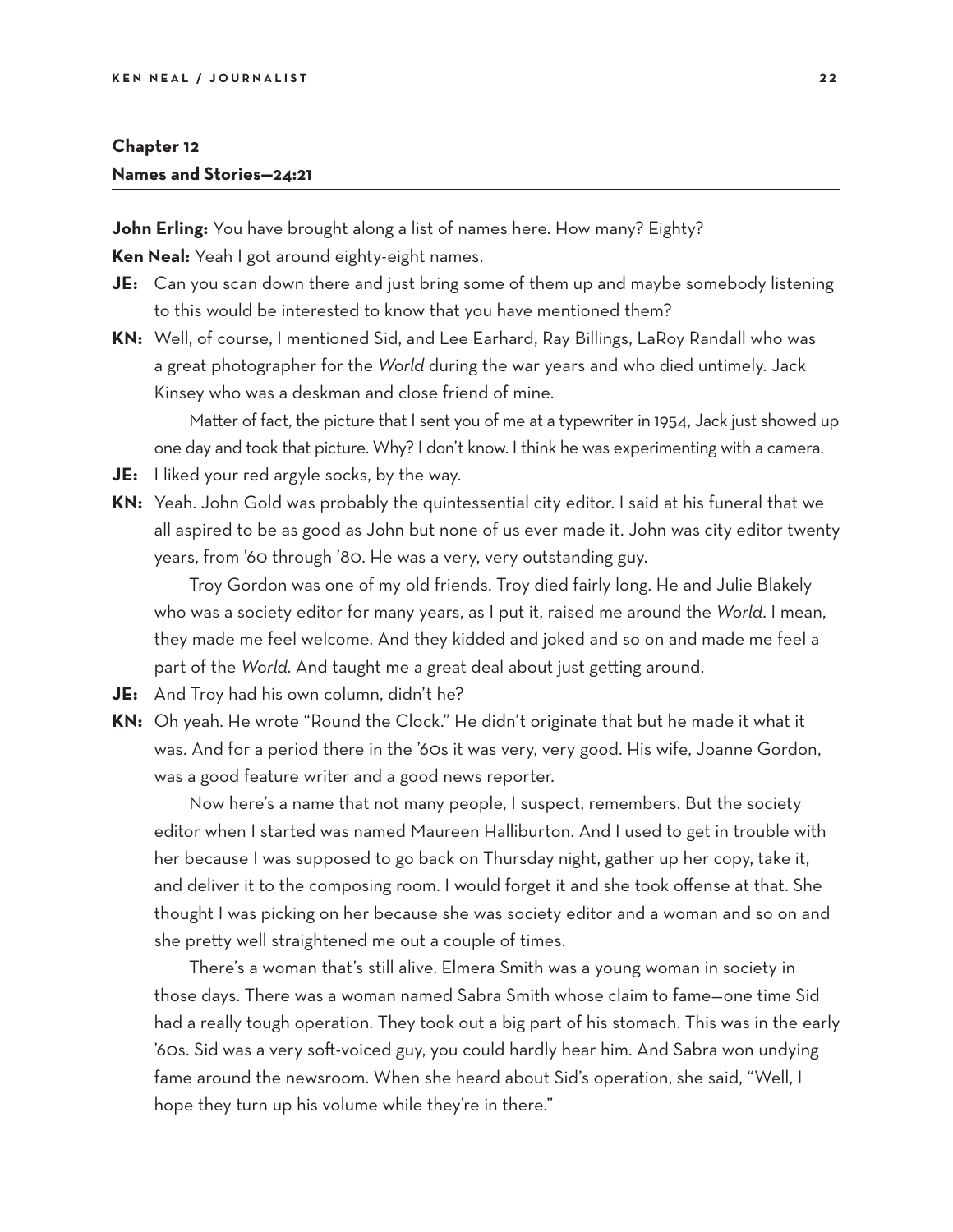## Chapter 12
### Names and Stories—24:21

**John Erling:** You have brought along a list of names here. How many? Eighty?

**Ken Neal:** Yeah I got around eighty-eight names.

**JE:** Can you scan down there and just bring some of them up and maybe somebody listening to this would be interested to know that you have mentioned them?

**KN:** Well, of course, I mentioned Sid, and Lee Earhard, Ray Billings, LaRoy Randall who was a great photographer for the *World* during the war years and who died untimely. Jack Kinsey who was a deskman and close friend of mine.

Matter of fact, the picture that I sent you of me at a typewriter in 1954, Jack just showed up one day and took that picture. Why? I don't know. I think he was experimenting with a camera.

**JE:** I liked your red argyle socks, by the way.

**KN:** Yeah. John Gold was probably the quintessential city editor. I said at his funeral that we all aspired to be as good as John but none of us ever made it. John was city editor twenty years, from '60 through '80. He was a very, very outstanding guy.

Troy Gordon was one of my old friends. Troy died fairly long. He and Julie Blakely who was a society editor for many years, as I put it, raised me around the *World*. I mean, they made me feel welcome. And they kidded and joked and so on and made me feel a part of the *World*. And taught me a great deal about just getting around.

**JE:** And Troy had his own column, didn't he?

**KN:** Oh yeah. He wrote "Round the Clock." He didn't originate that but he made it what it was. And for a period there in the '60s it was very, very good. His wife, Joanne Gordon, was a good feature writer and a good news reporter.

Now here's a name that not many people, I suspect, remembers. But the society editor when I started was named Maureen Halliburton. And I used to get in trouble with her because I was supposed to go back on Thursday night, gather up her copy, take it, and deliver it to the composing room. I would forget it and she took offense at that. She thought I was picking on her because she was society editor and a woman and so on and she pretty well straightened me out a couple of times.

There's a woman that's still alive. Elmera Smith was a young woman in society in those days. There was a woman named Sabra Smith whose claim to fame—one time Sid had a really tough operation. They took out a big part of his stomach. This was in the early '60s. Sid was a very soft-voiced guy, you could hardly hear him. And Sabra won undying fame around the newsroom. When she heard about Sid's operation, she said, "Well, I hope they turn up his volume while they're in there."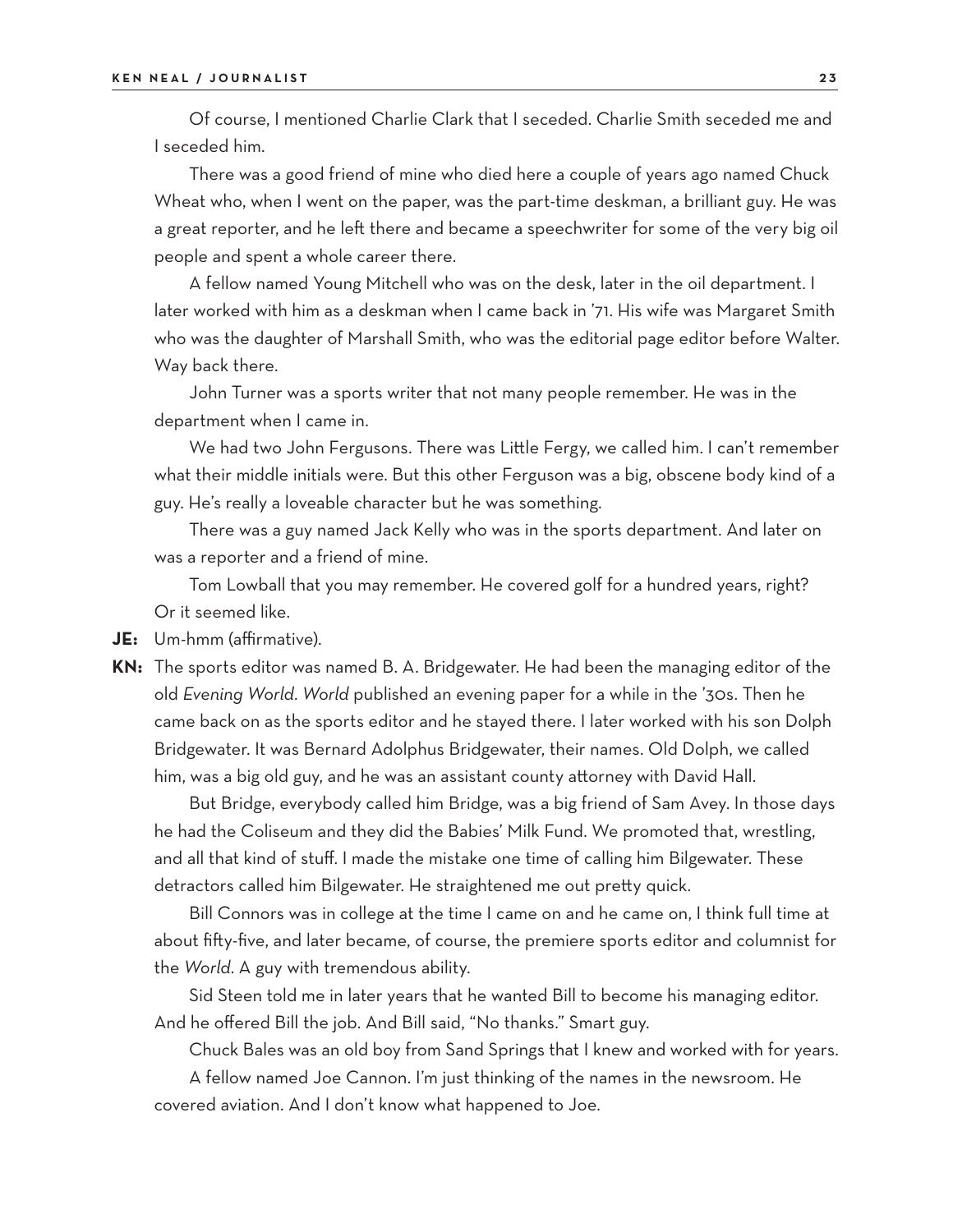Of course, I mentioned Charlie Clark that I seceded. Charlie Smith seceded me and I seceded him.

There was a good friend of mine who died here a couple of years ago named Chuck Wheat who, when I went on the paper, was the part-time deskman, a brilliant guy. He was a great reporter, and he left there and became a speechwriter for some of the very big oil people and spent a whole career there.

A fellow named Young Mitchell who was on the desk, later in the oil department. I later worked with him as a deskman when I came back in '71. His wife was Margaret Smith who was the daughter of Marshall Smith, who was the editorial page editor before Walter. Way back there.

John Turner was a sports writer that not many people remember. He was in the department when I came in.

We had two John Fergusons. There was Little Fergy, we called him. I can't remember what their middle initials were. But this other Ferguson was a big, obscene body kind of a guy. He's really a loveable character but he was something.

There was a guy named Jack Kelly who was in the sports department. And later on was a reporter and a friend of mine.

Tom Lowball that you may remember. He covered golf for a hundred years, right? Or it seemed like.

**JE:** Um-hmm (affirmative).

**KN:** The sports editor was named B. A. Bridgewater. He had been the managing editor of the old *Evening World*. *World* published an evening paper for a while in the '30s. Then he came back on as the sports editor and he stayed there. I later worked with his son Dolph Bridgewater. It was Bernard Adolphus Bridgewater, their names. Old Dolph, we called him, was a big old guy, and he was an assistant county attorney with David Hall.

But Bridge, everybody called him Bridge, was a big friend of Sam Avey. In those days he had the Coliseum and they did the Babies' Milk Fund. We promoted that, wrestling, and all that kind of stuff. I made the mistake one time of calling him Bilgewater. These detractors called him Bilgewater. He straightened me out pretty quick.

Bill Connors was in college at the time I came on and he came on, I think full time at about fifty-five, and later became, of course, the premiere sports editor and columnist for the *World*. A guy with tremendous ability.

Sid Steen told me in later years that he wanted Bill to become his managing editor. And he offered Bill the job. And Bill said, "No thanks." Smart guy.

Chuck Bales was an old boy from Sand Springs that I knew and worked with for years.

A fellow named Joe Cannon. I'm just thinking of the names in the newsroom. He covered aviation. And I don't know what happened to Joe.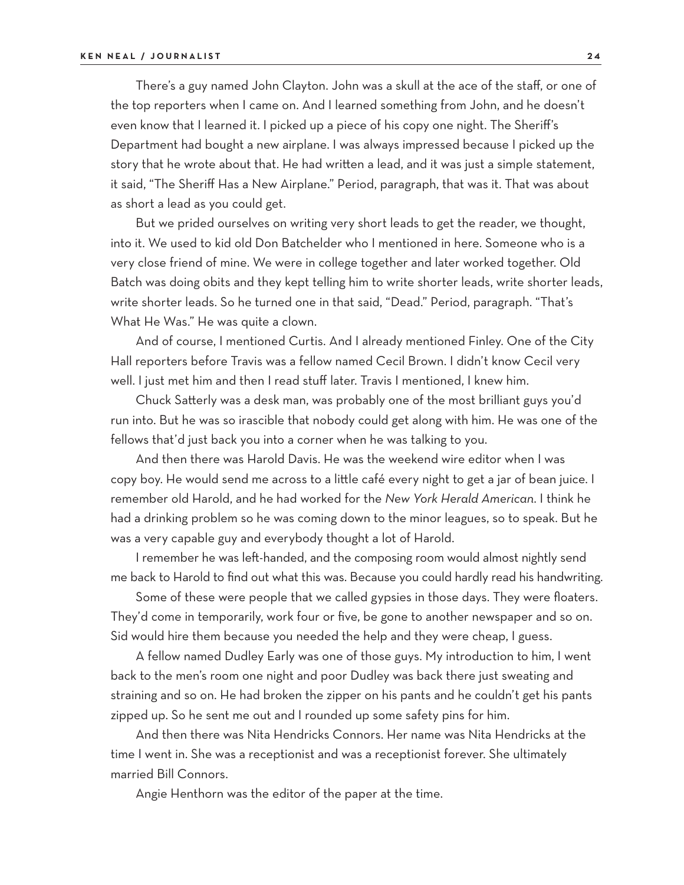There's a guy named John Clayton. John was a skull at the ace of the staff, or one of the top reporters when I came on. And I learned something from John, and he doesn't even know that I learned it. I picked up a piece of his copy one night. The Sheriff's Department had bought a new airplane. I was always impressed because I picked up the story that he wrote about that. He had written a lead, and it was just a simple statement, it said, "The Sheriff Has a New Airplane." Period, paragraph, that was it. That was about as short a lead as you could get.

But we prided ourselves on writing very short leads to get the reader, we thought, into it. We used to kid old Don Batchelder who I mentioned in here. Someone who is a very close friend of mine. We were in college together and later worked together. Old Batch was doing obits and they kept telling him to write shorter leads, write shorter leads, write shorter leads. So he turned one in that said, "Dead." Period, paragraph. "That's What He Was." He was quite a clown.

And of course, I mentioned Curtis. And I already mentioned Finley. One of the City Hall reporters before Travis was a fellow named Cecil Brown. I didn't know Cecil very well. I just met him and then I read stuff later. Travis I mentioned, I knew him.

Chuck Satterly was a desk man, was probably one of the most brilliant guys you'd run into. But he was so irascible that nobody could get along with him. He was one of the fellows that'd just back you into a corner when he was talking to you.

And then there was Harold Davis. He was the weekend wire editor when I was copy boy. He would send me across to a little café every night to get a jar of bean juice. I remember old Harold, and he had worked for the *New York Herald American*. I think he had a drinking problem so he was coming down to the minor leagues, so to speak. But he was a very capable guy and everybody thought a lot of Harold.

I remember he was left-handed, and the composing room would almost nightly send me back to Harold to find out what this was. Because you could hardly read his handwriting.

Some of these were people that we called gypsies in those days. They were floaters. They'd come in temporarily, work four or five, be gone to another newspaper and so on. Sid would hire them because you needed the help and they were cheap, I guess.

A fellow named Dudley Early was one of those guys. My introduction to him, I went back to the men's room one night and poor Dudley was back there just sweating and straining and so on. He had broken the zipper on his pants and he couldn't get his pants zipped up. So he sent me out and I rounded up some safety pins for him.

And then there was Nita Hendricks Connors. Her name was Nita Hendricks at the time I went in. She was a receptionist and was a receptionist forever. She ultimately married Bill Connors.

Angie Henthorn was the editor of the paper at the time.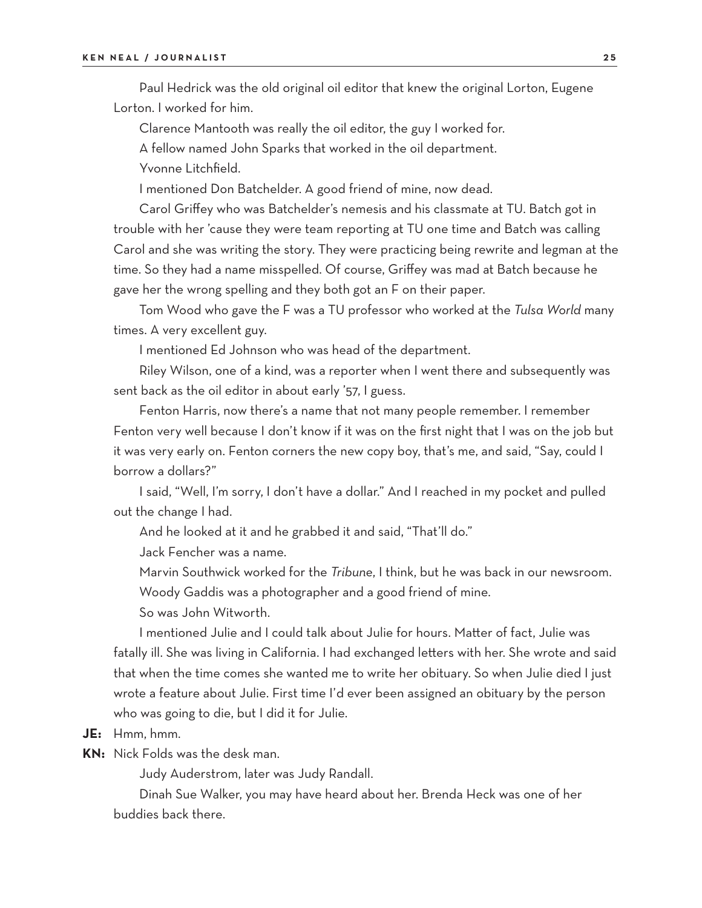Paul Hedrick was the old original oil editor that knew the original Lorton, Eugene Lorton. I worked for him.

Clarence Mantooth was really the oil editor, the guy I worked for.

A fellow named John Sparks that worked in the oil department.

Yvonne Litchfield.

I mentioned Don Batchelder. A good friend of mine, now dead.

Carol Griffey who was Batchelder's nemesis and his classmate at TU. Batch got in trouble with her 'cause they were team reporting at TU one time and Batch was calling Carol and she was writing the story. They were practicing being rewrite and legman at the time. So they had a name misspelled. Of course, Griffey was mad at Batch because he gave her the wrong spelling and they both got an F on their paper.

Tom Wood who gave the F was a TU professor who worked at the *Tulsa World* many times. A very excellent guy.

I mentioned Ed Johnson who was head of the department.

Riley Wilson, one of a kind, was a reporter when I went there and subsequently was sent back as the oil editor in about early '57, I guess.

Fenton Harris, now there's a name that not many people remember. I remember Fenton very well because I don't know if it was on the first night that I was on the job but it was very early on. Fenton corners the new copy boy, that's me, and said, "Say, could I borrow a dollars?"

I said, "Well, I'm sorry, I don't have a dollar." And I reached in my pocket and pulled out the change I had.

And he looked at it and he grabbed it and said, "That'll do."

Jack Fencher was a name.

Marvin Southwick worked for the *Tribune*, I think, but he was back in our newsroom.

Woody Gaddis was a photographer and a good friend of mine.

So was John Witworth.

I mentioned Julie and I could talk about Julie for hours. Matter of fact, Julie was fatally ill. She was living in California. I had exchanged letters with her. She wrote and said that when the time comes she wanted me to write her obituary. So when Julie died I just wrote a feature about Julie. First time I'd ever been assigned an obituary by the person who was going to die, but I did it for Julie.

**JE:** Hmm, hmm.

**KN:** Nick Folds was the desk man.

Judy Auderstrom, later was Judy Randall.

Dinah Sue Walker, you may have heard about her. Brenda Heck was one of her buddies back there.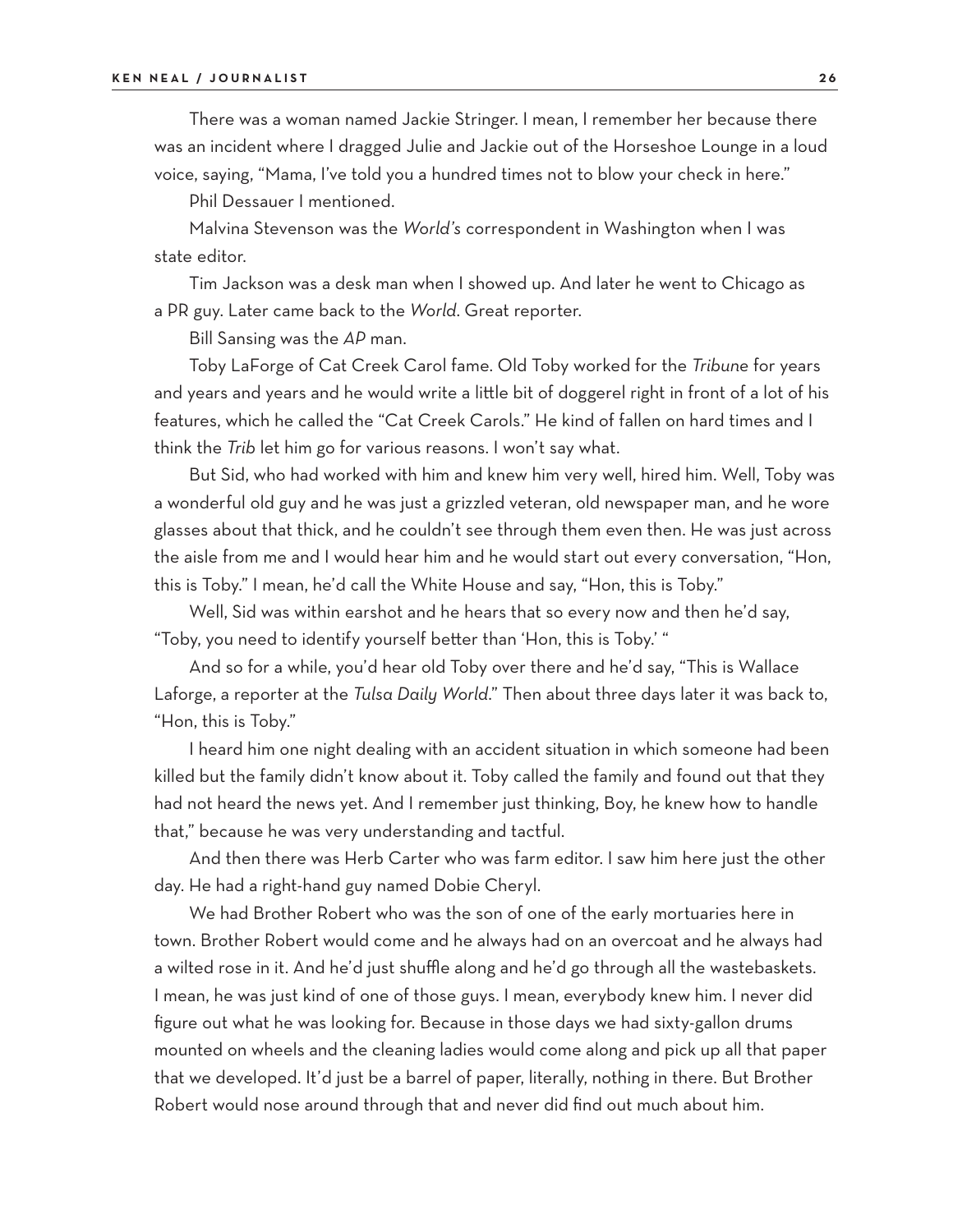There was a woman named Jackie Stringer. I mean, I remember her because there was an incident where I dragged Julie and Jackie out of the Horseshoe Lounge in a loud voice, saying, "Mama, I've told you a hundred times not to blow your check in here."

Phil Dessauer I mentioned.

Malvina Stevenson was the *World's* correspondent in Washington when I was state editor.

Tim Jackson was a desk man when I showed up. And later he went to Chicago as a PR guy. Later came back to the *World*. Great reporter.

Bill Sansing was the *AP* man.

Toby LaForge of Cat Creek Carol fame. Old Toby worked for the *Tribune* for years and years and years and he would write a little bit of doggerel right in front of a lot of his features, which he called the "Cat Creek Carols." He kind of fallen on hard times and I think the *Trib* let him go for various reasons. I won't say what.

But Sid, who had worked with him and knew him very well, hired him. Well, Toby was a wonderful old guy and he was just a grizzled veteran, old newspaper man, and he wore glasses about that thick, and he couldn't see through them even then. He was just across the aisle from me and I would hear him and he would start out every conversation, "Hon, this is Toby." I mean, he'd call the White House and say, "Hon, this is Toby."

Well, Sid was within earshot and he hears that so every now and then he'd say, "Toby, you need to identify yourself better than 'Hon, this is Toby.' "

And so for a while, you'd hear old Toby over there and he'd say, "This is Wallace Laforge, a reporter at the *Tulsa Daily World*." Then about three days later it was back to, "Hon, this is Toby."

I heard him one night dealing with an accident situation in which someone had been killed but the family didn't know about it. Toby called the family and found out that they had not heard the news yet. And I remember just thinking, Boy, he knew how to handle that," because he was very understanding and tactful.

And then there was Herb Carter who was farm editor. I saw him here just the other day. He had a right-hand guy named Dobie Cheryl.

We had Brother Robert who was the son of one of the early mortuaries here in town. Brother Robert would come and he always had on an overcoat and he always had a wilted rose in it. And he'd just shuffle along and he'd go through all the wastebaskets. I mean, he was just kind of one of those guys. I mean, everybody knew him. I never did figure out what he was looking for. Because in those days we had sixty-gallon drums mounted on wheels and the cleaning ladies would come along and pick up all that paper that we developed. It'd just be a barrel of paper, literally, nothing in there. But Brother Robert would nose around through that and never did find out much about him.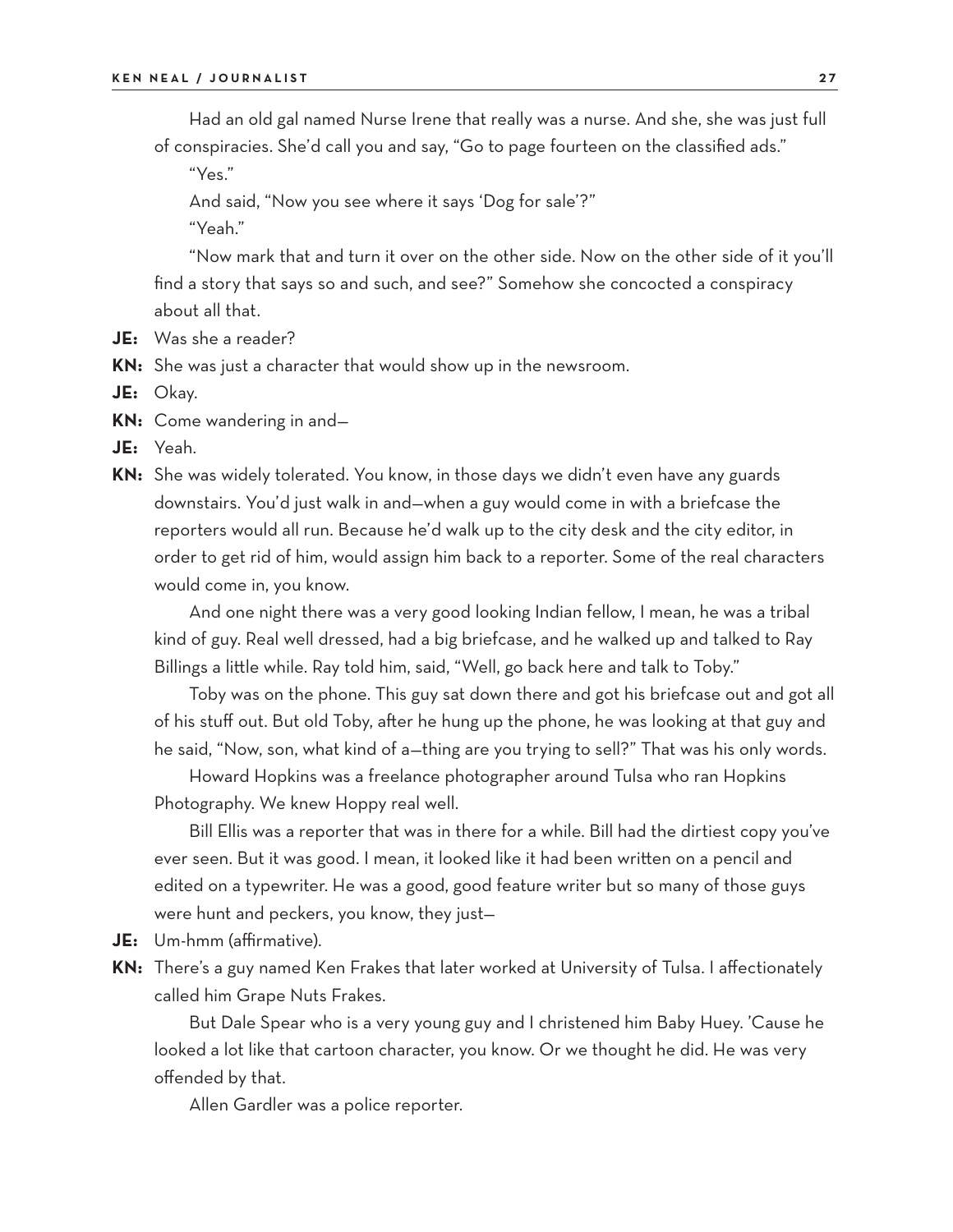Had an old gal named Nurse Irene that really was a nurse. And she, she was just full of conspiracies. She'd call you and say, "Go to page fourteen on the classified ads."

"Yes."

And said, "Now you see where it says 'Dog for sale'?"

"Yeah."

"Now mark that and turn it over on the other side. Now on the other side of it you'll find a story that says so and such, and see?" Somehow she concocted a conspiracy about all that.

**JE:** Was she a reader?

**KN:** She was just a character that would show up in the newsroom.

**JE:** Okay.

**KN:** Come wandering in and—

**JE:** Yeah.

**KN:** She was widely tolerated. You know, in those days we didn't even have any guards downstairs. You'd just walk in and—when a guy would come in with a briefcase the reporters would all run. Because he'd walk up to the city desk and the city editor, in order to get rid of him, would assign him back to a reporter. Some of the real characters would come in, you know.

And one night there was a very good looking Indian fellow, I mean, he was a tribal kind of guy. Real well dressed, had a big briefcase, and he walked up and talked to Ray Billings a little while. Ray told him, said, "Well, go back here and talk to Toby."

Toby was on the phone. This guy sat down there and got his briefcase out and got all of his stuff out. But old Toby, after he hung up the phone, he was looking at that guy and he said, "Now, son, what kind of a—thing are you trying to sell?" That was his only words.

Howard Hopkins was a freelance photographer around Tulsa who ran Hopkins Photography. We knew Hoppy real well.

Bill Ellis was a reporter that was in there for a while. Bill had the dirtiest copy you've ever seen. But it was good. I mean, it looked like it had been written on a pencil and edited on a typewriter. He was a good, good feature writer but so many of those guys were hunt and peckers, you know, they just—

**JE:** Um-hmm (affirmative).

**KN:** There's a guy named Ken Frakes that later worked at University of Tulsa. I affectionately called him Grape Nuts Frakes.

But Dale Spear who is a very young guy and I christened him Baby Huey. 'Cause he looked a lot like that cartoon character, you know. Or we thought he did. He was very offended by that.

Allen Gardler was a police reporter.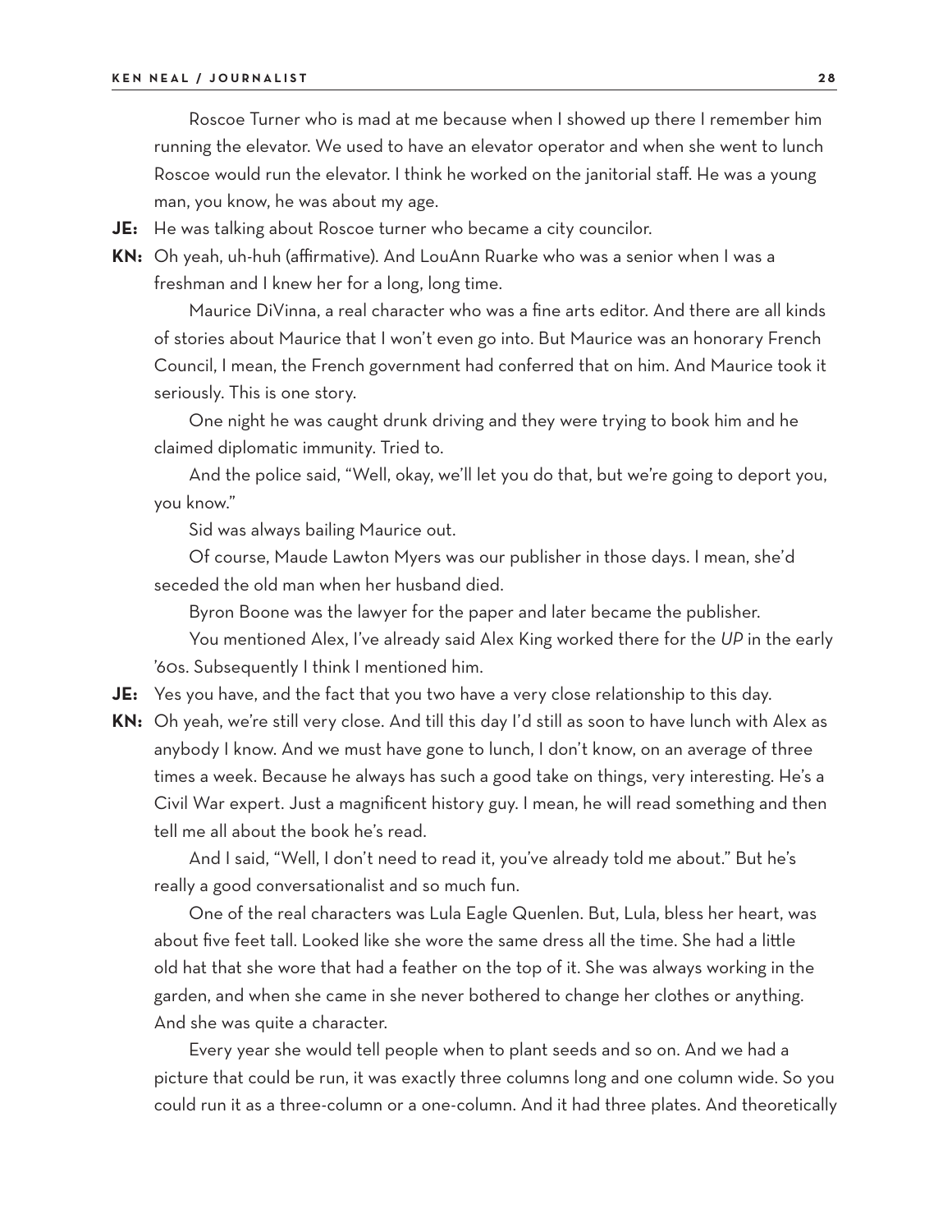Roscoe Turner who is mad at me because when I showed up there I remember him running the elevator. We used to have an elevator operator and when she went to lunch Roscoe would run the elevator. I think he worked on the janitorial staff. He was a young man, you know, he was about my age.

**JE:** He was talking about Roscoe turner who became a city councilor.

**KN:** Oh yeah, uh-huh (affirmative). And LouAnn Ruarke who was a senior when I was a freshman and I knew her for a long, long time.

Maurice DiVinna, a real character who was a fine arts editor. And there are all kinds of stories about Maurice that I won't even go into. But Maurice was an honorary French Council, I mean, the French government had conferred that on him. And Maurice took it seriously. This is one story.

One night he was caught drunk driving and they were trying to book him and he claimed diplomatic immunity. Tried to.

And the police said, "Well, okay, we'll let you do that, but we're going to deport you, you know."

Sid was always bailing Maurice out.

Of course, Maude Lawton Myers was our publisher in those days. I mean, she'd seceded the old man when her husband died.

Byron Boone was the lawyer for the paper and later became the publisher.

You mentioned Alex, I've already said Alex King worked there for the *UP* in the early '60s. Subsequently I think I mentioned him.

**JE:** Yes you have, and the fact that you two have a very close relationship to this day.

**KN:** Oh yeah, we're still very close. And till this day I'd still as soon to have lunch with Alex as anybody I know. And we must have gone to lunch, I don't know, on an average of three times a week. Because he always has such a good take on things, very interesting. He's a Civil War expert. Just a magnificent history guy. I mean, he will read something and then tell me all about the book he's read.

And I said, "Well, I don't need to read it, you've already told me about." But he's really a good conversationalist and so much fun.

One of the real characters was Lula Eagle Quenlen. But, Lula, bless her heart, was about five feet tall. Looked like she wore the same dress all the time. She had a little old hat that she wore that had a feather on the top of it. She was always working in the garden, and when she came in she never bothered to change her clothes or anything. And she was quite a character.

Every year she would tell people when to plant seeds and so on. And we had a picture that could be run, it was exactly three columns long and one column wide. So you could run it as a three-column or a one-column. And it had three plates. And theoretically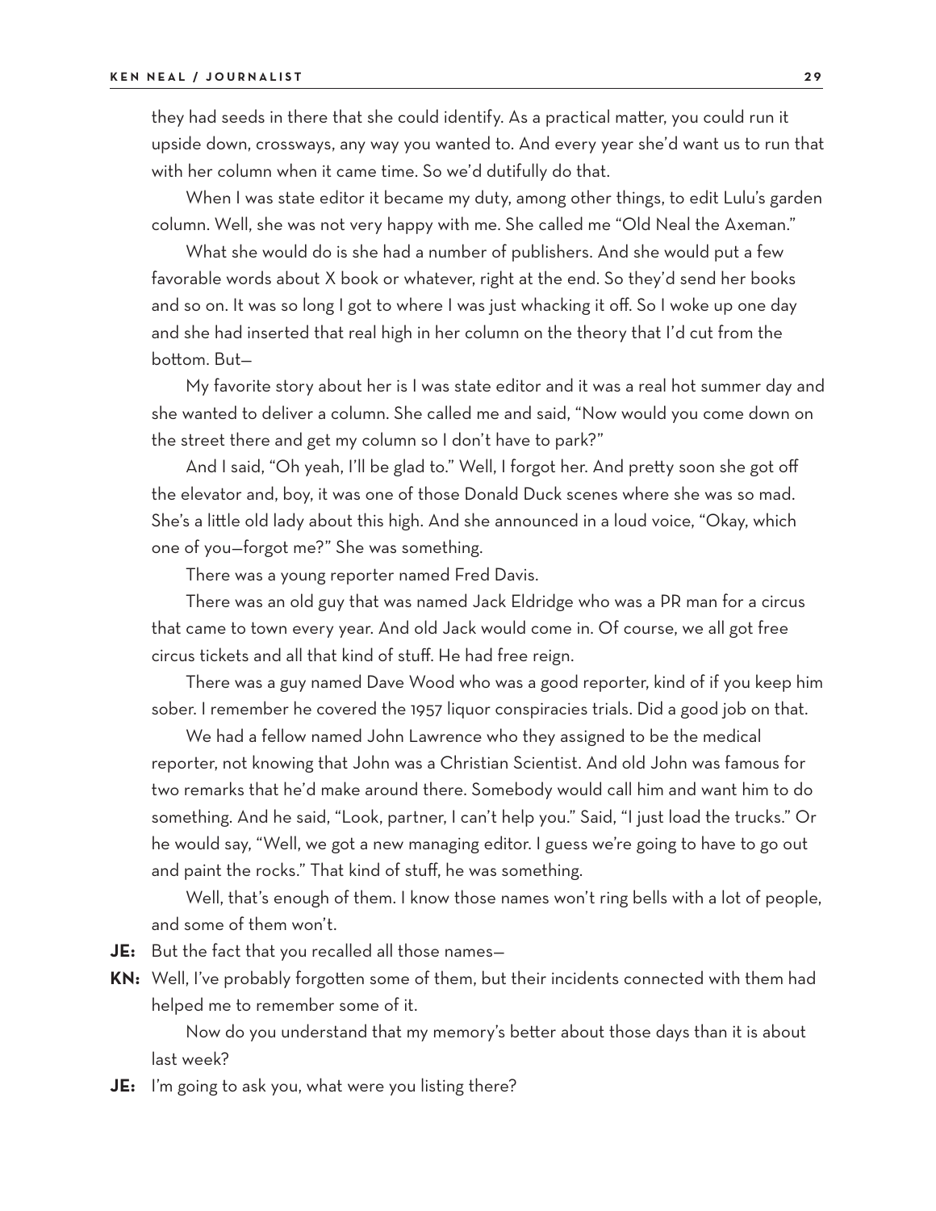they had seeds in there that she could identify. As a practical matter, you could run it upside down, crossways, any way you wanted to. And every year she'd want us to run that with her column when it came time. So we'd dutifully do that.

When I was state editor it became my duty, among other things, to edit Lulu's garden column. Well, she was not very happy with me. She called me "Old Neal the Axeman."

What she would do is she had a number of publishers. And she would put a few favorable words about X book or whatever, right at the end. So they'd send her books and so on. It was so long I got to where I was just whacking it off. So I woke up one day and she had inserted that real high in her column on the theory that I'd cut from the bottom. But—

My favorite story about her is I was state editor and it was a real hot summer day and she wanted to deliver a column. She called me and said, "Now would you come down on the street there and get my column so I don't have to park?"

And I said, "Oh yeah, I'll be glad to." Well, I forgot her. And pretty soon she got off the elevator and, boy, it was one of those Donald Duck scenes where she was so mad. She's a little old lady about this high. And she announced in a loud voice, "Okay, which one of you—forgot me?" She was something.

There was a young reporter named Fred Davis.

There was an old guy that was named Jack Eldridge who was a PR man for a circus that came to town every year. And old Jack would come in. Of course, we all got free circus tickets and all that kind of stuff. He had free reign.

There was a guy named Dave Wood who was a good reporter, kind of if you keep him sober. I remember he covered the 1957 liquor conspiracies trials. Did a good job on that.

We had a fellow named John Lawrence who they assigned to be the medical reporter, not knowing that John was a Christian Scientist. And old John was famous for two remarks that he'd make around there. Somebody would call him and want him to do something. And he said, "Look, partner, I can't help you." Said, "I just load the trucks." Or he would say, "Well, we got a new managing editor. I guess we're going to have to go out and paint the rocks." That kind of stuff, he was something.

Well, that's enough of them. I know those names won't ring bells with a lot of people, and some of them won't.

**JE:** But the fact that you recalled all those names—

**KN:** Well, I've probably forgotten some of them, but their incidents connected with them had helped me to remember some of it.

Now do you understand that my memory's better about those days than it is about last week?

**JE:** I'm going to ask you, what were you listing there?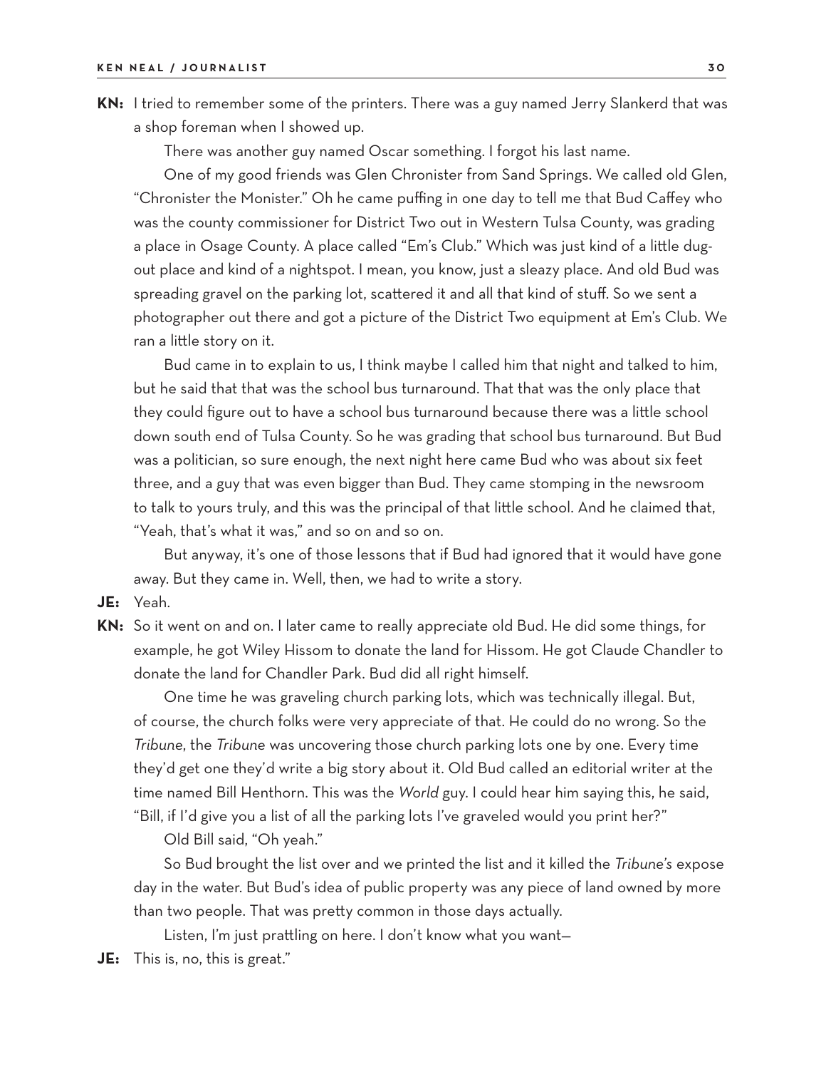**KN:** I tried to remember some of the printers. There was a guy named Jerry Slankerd that was a shop foreman when I showed up.

There was another guy named Oscar something. I forgot his last name.

One of my good friends was Glen Chronister from Sand Springs. We called old Glen, "Chronister the Monister." Oh he came puffing in one day to tell me that Bud Caffey who was the county commissioner for District Two out in Western Tulsa County, was grading a place in Osage County. A place called "Em's Club." Which was just kind of a little dugout place and kind of a nightspot. I mean, you know, just a sleazy place. And old Bud was spreading gravel on the parking lot, scattered it and all that kind of stuff. So we sent a photographer out there and got a picture of the District Two equipment at Em's Club. We ran a little story on it.

Bud came in to explain to us, I think maybe I called him that night and talked to him, but he said that that was the school bus turnaround. That that was the only place that they could figure out to have a school bus turnaround because there was a little school down south end of Tulsa County. So he was grading that school bus turnaround. But Bud was a politician, so sure enough, the next night here came Bud who was about six feet three, and a guy that was even bigger than Bud. They came stomping in the newsroom to talk to yours truly, and this was the principal of that little school. And he claimed that, "Yeah, that's what it was," and so on and so on.

But anyway, it's one of those lessons that if Bud had ignored that it would have gone away. But they came in. Well, then, we had to write a story.

**JE:** Yeah.

**KN:** So it went on and on. I later came to really appreciate old Bud. He did some things, for example, he got Wiley Hissom to donate the land for Hissom. He got Claude Chandler to donate the land for Chandler Park. Bud did all right himself.

One time he was graveling church parking lots, which was technically illegal. But, of course, the church folks were very appreciate of that. He could do no wrong. So the *Tribune*, the *Tribune* was uncovering those church parking lots one by one. Every time they'd get one they'd write a big story about it. Old Bud called an editorial writer at the time named Bill Henthorn. This was the *World* guy. I could hear him saying this, he said, "Bill, if I'd give you a list of all the parking lots I've graveled would you print her?"

Old Bill said, "Oh yeah."

So Bud brought the list over and we printed the list and it killed the *Tribune's* expose day in the water. But Bud's idea of public property was any piece of land owned by more than two people. That was pretty common in those days actually.

Listen, I'm just prattling on here. I don't know what you want—

**JE:** This is, no, this is great."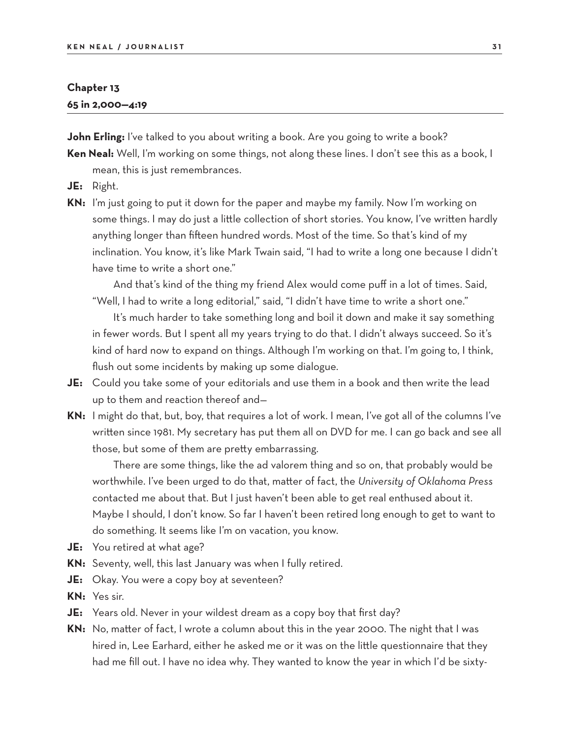## Chapter 13

**65 in 2,000—4:19**

**John Erling:** I've talked to you about writing a book. Are you going to write a book?

**Ken Neal:** Well, I'm working on some things, not along these lines. I don't see this as a book, I mean, this is just remembrances.

**JE:** Right.

**KN:** I'm just going to put it down for the paper and maybe my family. Now I'm working on some things. I may do just a little collection of short stories. You know, I've written hardly anything longer than fifteen hundred words. Most of the time. So that's kind of my inclination. You know, it's like Mark Twain said, "I had to write a long one because I didn't have time to write a short one."

And that's kind of the thing my friend Alex would come puff in a lot of times. Said, "Well, I had to write a long editorial," said, "I didn't have time to write a short one."

It's much harder to take something long and boil it down and make it say something in fewer words. But I spent all my years trying to do that. I didn't always succeed. So it's kind of hard now to expand on things. Although I'm working on that. I'm going to, I think, flush out some incidents by making up some dialogue.

**JE:** Could you take some of your editorials and use them in a book and then write the lead up to them and reaction thereof and—

**KN:** I might do that, but, boy, that requires a lot of work. I mean, I've got all of the columns I've written since 1981. My secretary has put them all on DVD for me. I can go back and see all those, but some of them are pretty embarrassing.

There are some things, like the ad valorem thing and so on, that probably would be worthwhile. I've been urged to do that, matter of fact, the *University of Oklahoma Press* contacted me about that. But I just haven't been able to get real enthused about it. Maybe I should, I don't know. So far I haven't been retired long enough to get to want to do something. It seems like I'm on vacation, you know.

**JE:** You retired at what age?

**KN:** Seventy, well, this last January was when I fully retired.

**JE:** Okay. You were a copy boy at seventeen?

**KN:** Yes sir.

**JE:** Years old. Never in your wildest dream as a copy boy that first day?

**KN:** No, matter of fact, I wrote a column about this in the year 2000. The night that I was hired in, Lee Earhard, either he asked me or it was on the little questionnaire that they had me fill out. I have no idea why. They wanted to know the year in which I'd be sixty-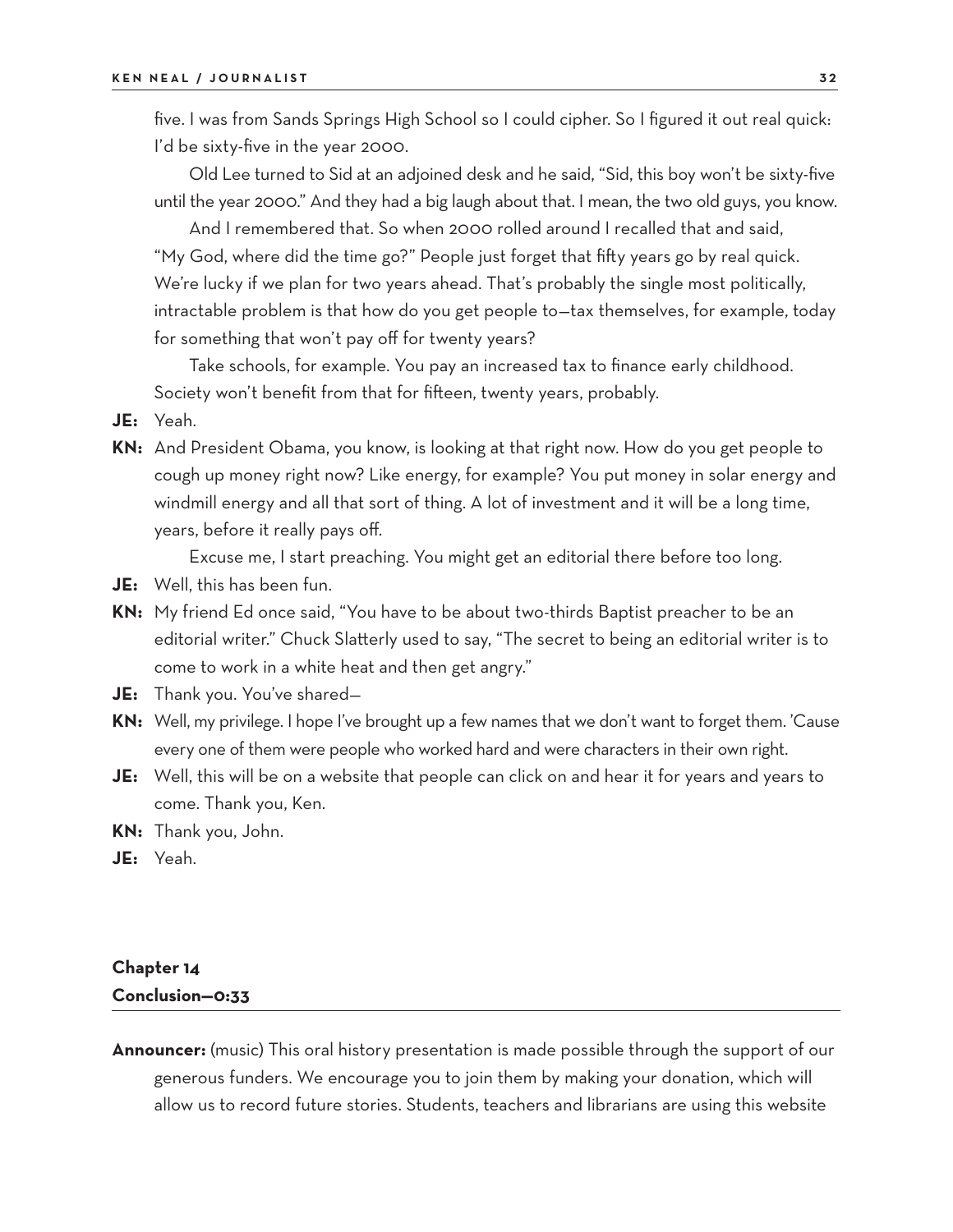five. I was from Sands Springs High School so I could cipher. So I figured it out real quick: I'd be sixty-five in the year 2000.

Old Lee turned to Sid at an adjoined desk and he said, "Sid, this boy won't be sixty-five until the year 2000." And they had a big laugh about that. I mean, the two old guys, you know.

And I remembered that. So when 2000 rolled around I recalled that and said, "My God, where did the time go?" People just forget that fifty years go by real quick. We're lucky if we plan for two years ahead. That's probably the single most politically, intractable problem is that how do you get people to—tax themselves, for example, today for something that won't pay off for twenty years?

Take schools, for example. You pay an increased tax to finance early childhood. Society won't benefit from that for fifteen, twenty years, probably.

**JE:** Yeah.

**KN:** And President Obama, you know, is looking at that right now. How do you get people to cough up money right now? Like energy, for example? You put money in solar energy and windmill energy and all that sort of thing. A lot of investment and it will be a long time, years, before it really pays off.

Excuse me, I start preaching. You might get an editorial there before too long.

**JE:** Well, this has been fun.

**KN:** My friend Ed once said, "You have to be about two-thirds Baptist preacher to be an editorial writer." Chuck Slatterly used to say, "The secret to being an editorial writer is to come to work in a white heat and then get angry."

**JE:** Thank you. You've shared—

**KN:** Well, my privilege. I hope I've brought up a few names that we don't want to forget them. 'Cause every one of them were people who worked hard and were characters in their own right.

**JE:** Well, this will be on a website that people can click on and hear it for years and years to come. Thank you, Ken.

**KN:** Thank you, John.

**JE:** Yeah.

## Chapter 14
## Conclusion—0:33

**Announcer:** (music) This oral history presentation is made possible through the support of our generous funders. We encourage you to join them by making your donation, which will allow us to record future stories. Students, teachers and librarians are using this website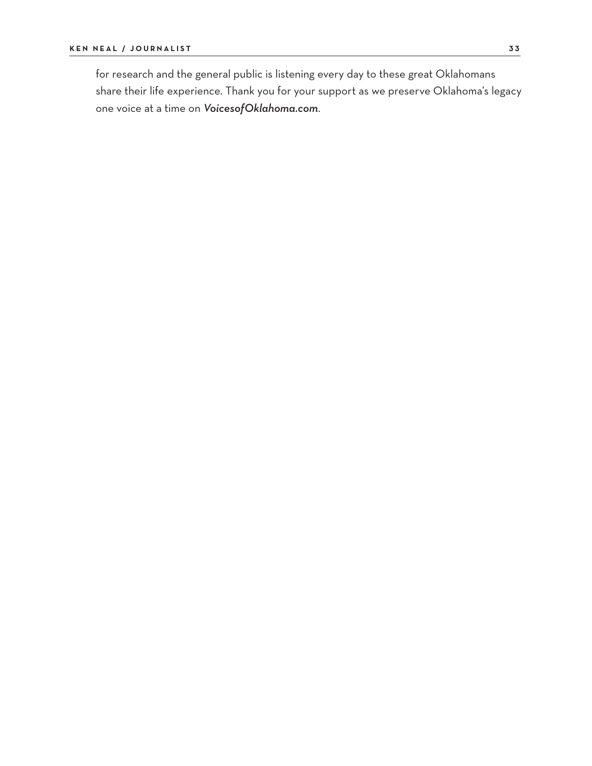for research and the general public is listening every day to these great Oklahomans share their life experience. Thank you for your support as we preserve Oklahoma's legacy one voice at a time on ***VoicesofOklahoma.com***.